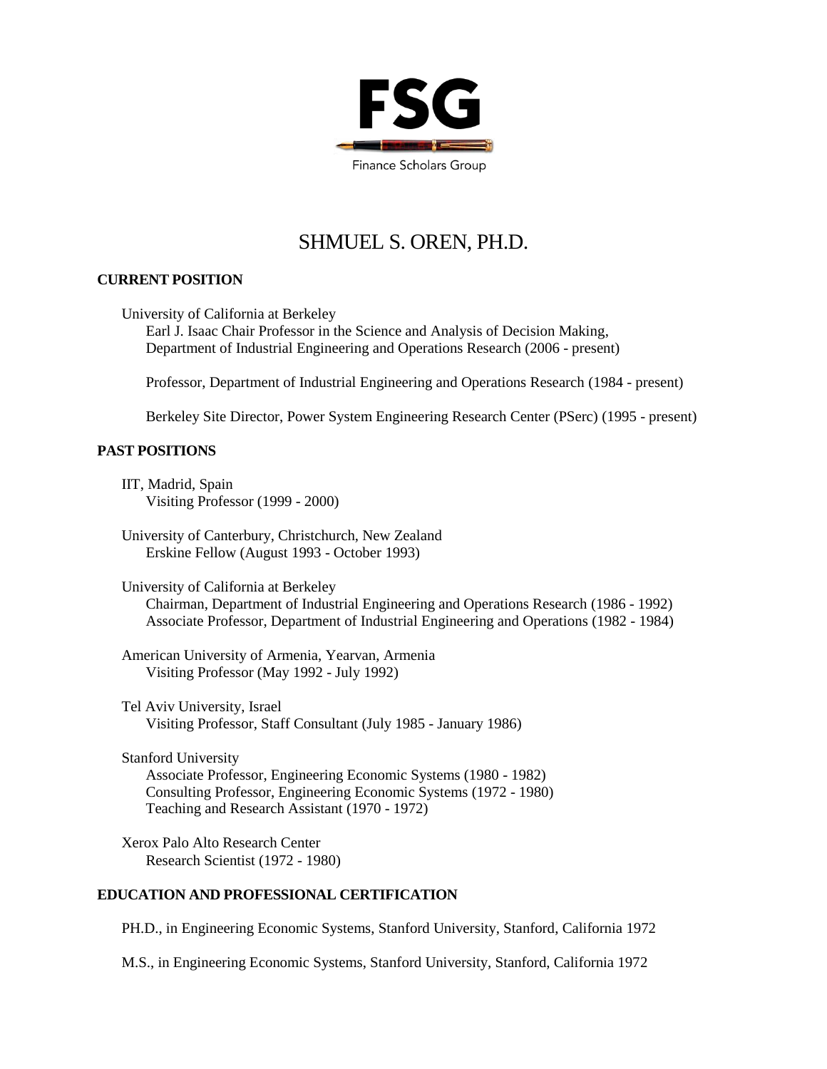FSG

Finance Scholars Group

# SHMUEL S. OREN, PH.D.

## CURRENT POSITION

University of California at Berkeley
Earl J. Isaac Chair Professor in the Science and Analysis of Decision Making,
Department of Industrial Engineering and Operations Research (2006 - present)

Professor, Department of Industrial Engineering and Operations Research (1984 - present)

Berkeley Site Director, Power System Engineering Research Center (PSerc) (1995 - present)

## PAST POSITIONS

IIT, Madrid, Spain
Visiting Professor (1999 - 2000)

University of Canterbury, Christchurch, New Zealand
Erskine Fellow (August 1993 - October 1993)

University of California at Berkeley
Chairman, Department of Industrial Engineering and Operations Research (1986 - 1992)
Associate Professor, Department of Industrial Engineering and Operations (1982 - 1984)

American University of Armenia, Yearvan, Armenia
Visiting Professor (May 1992 - July 1992)

Tel Aviv University, Israel
Visiting Professor, Staff Consultant (July 1985 - January 1986)

Stanford University
Associate Professor, Engineering Economic Systems (1980 - 1982)
Consulting Professor, Engineering Economic Systems (1972 - 1980)
Teaching and Research Assistant (1970 - 1972)

Xerox Palo Alto Research Center
Research Scientist (1972 - 1980)

## EDUCATION AND PROFESSIONAL CERTIFICATION

PH.D., in Engineering Economic Systems, Stanford University, Stanford, California 1972

M.S., in Engineering Economic Systems, Stanford University, Stanford, California 1972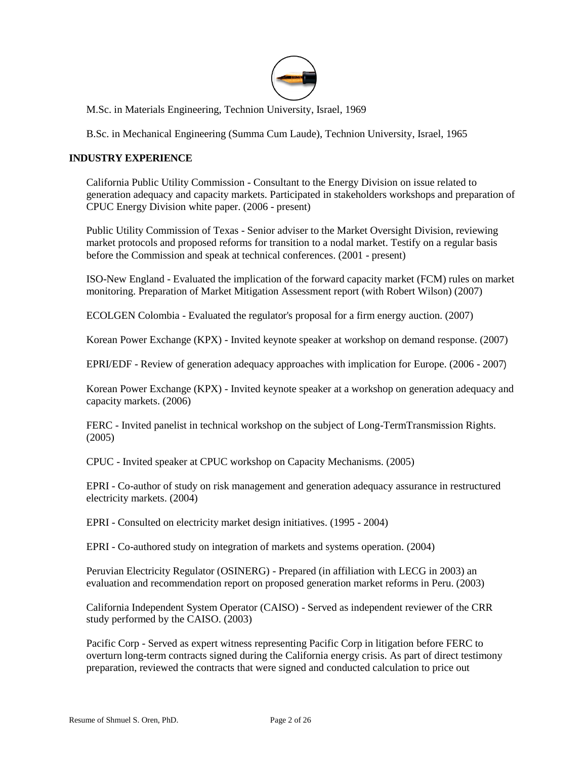M.Sc. in Materials Engineering, Technion University, Israel, 1969

B.Sc. in Mechanical Engineering (Summa Cum Laude), Technion University, Israel, 1965

## INDUSTRY EXPERIENCE

California Public Utility Commission - Consultant to the Energy Division on issue related to generation adequacy and capacity markets. Participated in stakeholders workshops and preparation of CPUC Energy Division white paper. (2006 - present)

Public Utility Commission of Texas - Senior adviser to the Market Oversight Division, reviewing market protocols and proposed reforms for transition to a nodal market. Testify on a regular basis before the Commission and speak at technical conferences. (2001 - present)

ISO-New England - Evaluated the implication of the forward capacity market (FCM) rules on market monitoring. Preparation of Market Mitigation Assessment report (with Robert Wilson) (2007)

ECOLGEN Colombia - Evaluated the regulator's proposal for a firm energy auction. (2007)

Korean Power Exchange (KPX) - Invited keynote speaker at workshop on demand response. (2007)

EPRI/EDF - Review of generation adequacy approaches with implication for Europe. (2006 - 2007)

Korean Power Exchange (KPX) - Invited keynote speaker at a workshop on generation adequacy and capacity markets. (2006)

FERC - Invited panelist in technical workshop on the subject of Long-TermTransmission Rights. (2005)

CPUC - Invited speaker at CPUC workshop on Capacity Mechanisms. (2005)

EPRI - Co-author of study on risk management and generation adequacy assurance in restructured electricity markets. (2004)

EPRI - Consulted on electricity market design initiatives. (1995 - 2004)

EPRI - Co-authored study on integration of markets and systems operation. (2004)

Peruvian Electricity Regulator (OSINERG) - Prepared (in affiliation with LECG in 2003) an evaluation and recommendation report on proposed generation market reforms in Peru. (2003)

California Independent System Operator (CAISO) - Served as independent reviewer of the CRR study performed by the CAISO. (2003)

Pacific Corp - Served as expert witness representing Pacific Corp in litigation before FERC to overturn long-term contracts signed during the California energy crisis. As part of direct testimony preparation, reviewed the contracts that were signed and conducted calculation to price out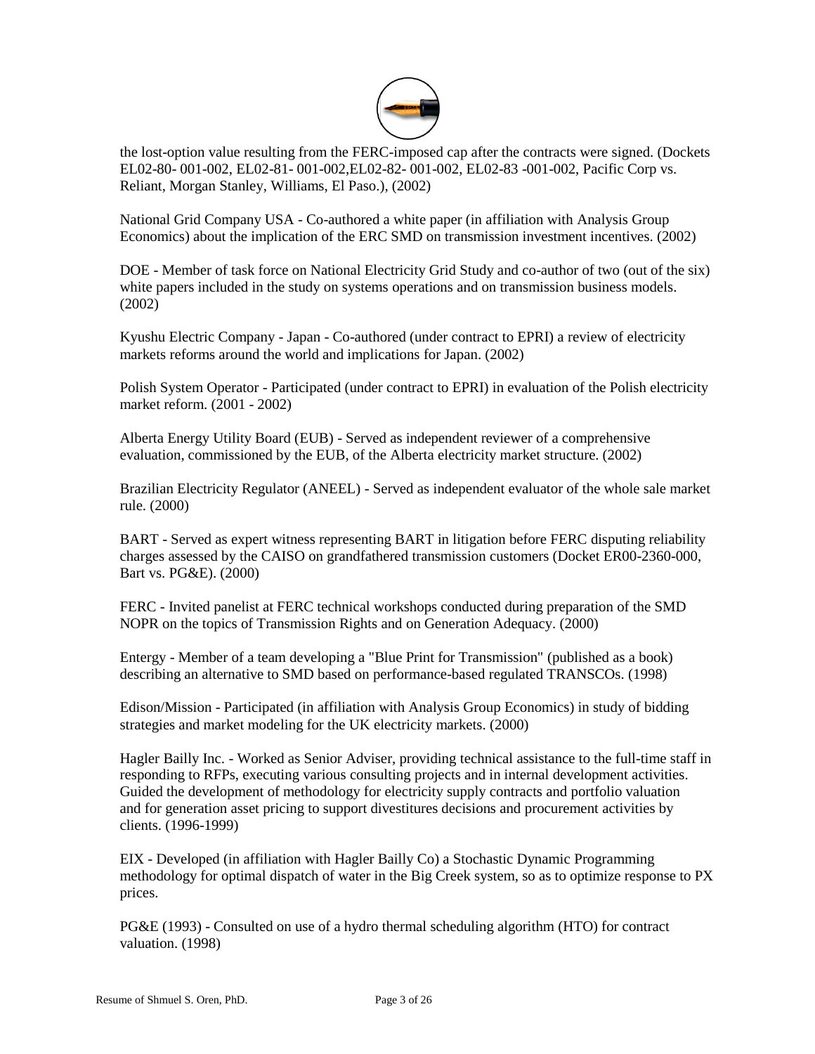the lost-option value resulting from the FERC-imposed cap after the contracts were signed. (Dockets EL02-80- 001-002, EL02-81- 001-002,EL02-82- 001-002, EL02-83 -001-002, Pacific Corp vs. Reliant, Morgan Stanley, Williams, El Paso.), (2002)

National Grid Company USA - Co-authored a white paper (in affiliation with Analysis Group Economics) about the implication of the ERC SMD on transmission investment incentives. (2002)

DOE - Member of task force on National Electricity Grid Study and co-author of two (out of the six) white papers included in the study on systems operations and on transmission business models. (2002)

Kyushu Electric Company - Japan - Co-authored (under contract to EPRI) a review of electricity markets reforms around the world and implications for Japan. (2002)

Polish System Operator - Participated (under contract to EPRI) in evaluation of the Polish electricity market reform. (2001 - 2002)

Alberta Energy Utility Board (EUB) - Served as independent reviewer of a comprehensive evaluation, commissioned by the EUB, of the Alberta electricity market structure. (2002)

Brazilian Electricity Regulator (ANEEL) - Served as independent evaluator of the whole sale market rule. (2000)

BART - Served as expert witness representing BART in litigation before FERC disputing reliability charges assessed by the CAISO on grandfathered transmission customers (Docket ER00-2360-000, Bart vs. PG&E). (2000)

FERC - Invited panelist at FERC technical workshops conducted during preparation of the SMD NOPR on the topics of Transmission Rights and on Generation Adequacy. (2000)

Entergy - Member of a team developing a "Blue Print for Transmission" (published as a book) describing an alternative to SMD based on performance-based regulated TRANSCOs. (1998)

Edison/Mission - Participated (in affiliation with Analysis Group Economics) in study of bidding strategies and market modeling for the UK electricity markets. (2000)

Hagler Bailly Inc. - Worked as Senior Adviser, providing technical assistance to the full-time staff in responding to RFPs, executing various consulting projects and in internal development activities. Guided the development of methodology for electricity supply contracts and portfolio valuation and for generation asset pricing to support divestitures decisions and procurement activities by clients. (1996-1999)

EIX - Developed (in affiliation with Hagler Bailly Co) a Stochastic Dynamic Programming methodology for optimal dispatch of water in the Big Creek system, so as to optimize response to PX prices.

PG&E (1993) - Consulted on use of a hydro thermal scheduling algorithm (HTO) for contract valuation. (1998)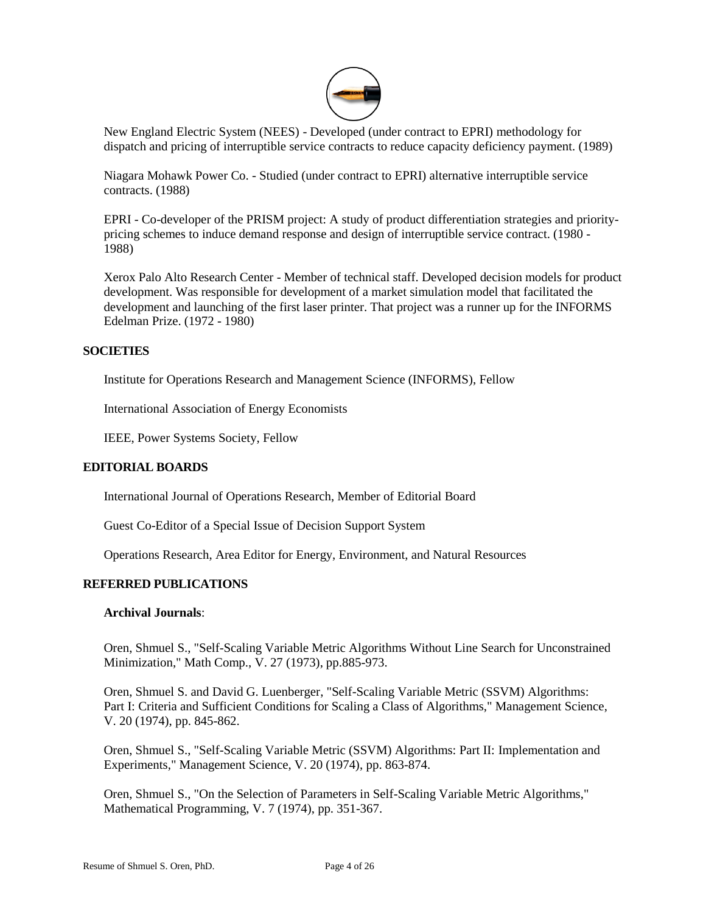New England Electric System (NEES) - Developed (under contract to EPRI) methodology for dispatch and pricing of interruptible service contracts to reduce capacity deficiency payment. (1989)

Niagara Mohawk Power Co. - Studied (under contract to EPRI) alternative interruptible service contracts. (1988)

EPRI - Co-developer of the PRISM project: A study of product differentiation strategies and priority-pricing schemes to induce demand response and design of interruptible service contract. (1980 - 1988)

Xerox Palo Alto Research Center - Member of technical staff. Developed decision models for product development. Was responsible for development of a market simulation model that facilitated the development and launching of the first laser printer. That project was a runner up for the INFORMS Edelman Prize. (1972 - 1980)

## SOCIETIES

Institute for Operations Research and Management Science (INFORMS), Fellow

International Association of Energy Economists

IEEE, Power Systems Society, Fellow

## EDITORIAL BOARDS

International Journal of Operations Research, Member of Editorial Board

Guest Co-Editor of a Special Issue of Decision Support System

Operations Research, Area Editor for Energy, Environment, and Natural Resources

## REFERRED PUBLICATIONS

### Archival Journals:

Oren, Shmuel S., "Self-Scaling Variable Metric Algorithms Without Line Search for Unconstrained Minimization," Math Comp., V. 27 (1973), pp.885-973.

Oren, Shmuel S. and David G. Luenberger, "Self-Scaling Variable Metric (SSVM) Algorithms: Part I: Criteria and Sufficient Conditions for Scaling a Class of Algorithms," Management Science, V. 20 (1974), pp. 845-862.

Oren, Shmuel S., "Self-Scaling Variable Metric (SSVM) Algorithms: Part II: Implementation and Experiments," Management Science, V. 20 (1974), pp. 863-874.

Oren, Shmuel S., "On the Selection of Parameters in Self-Scaling Variable Metric Algorithms," Mathematical Programming, V. 7 (1974), pp. 351-367.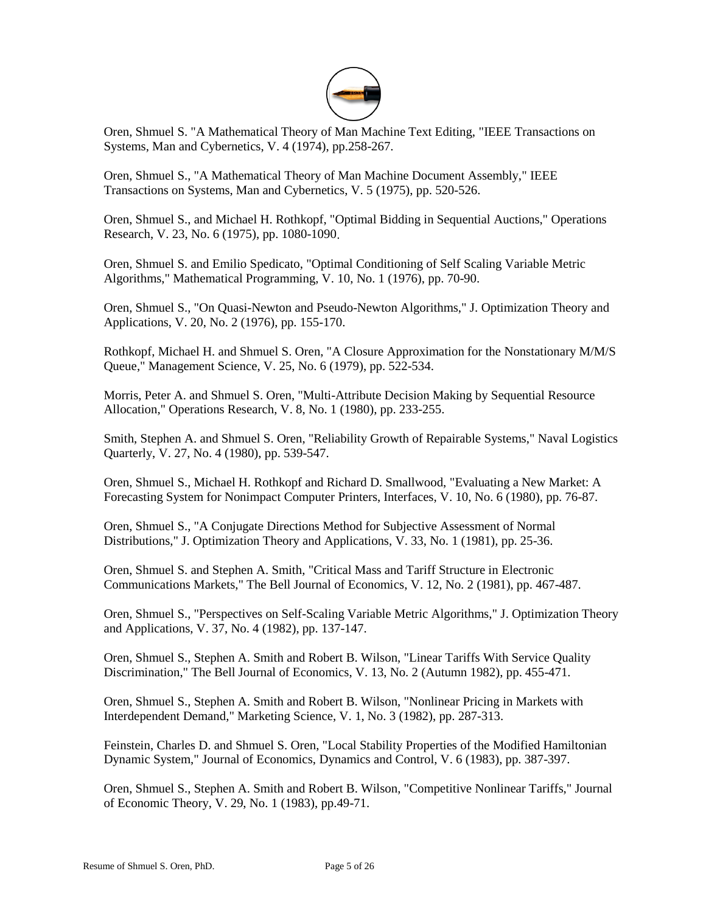Oren, Shmuel S. "A Mathematical Theory of Man Machine Text Editing, "IEEE Transactions on Systems, Man and Cybernetics, V. 4 (1974), pp.258-267.

Oren, Shmuel S., "A Mathematical Theory of Man Machine Document Assembly," IEEE Transactions on Systems, Man and Cybernetics, V. 5 (1975), pp. 520-526.

Oren, Shmuel S., and Michael H. Rothkopf, "Optimal Bidding in Sequential Auctions," Operations Research, V. 23, No. 6 (1975), pp. 1080-1090.

Oren, Shmuel S. and Emilio Spedicato, "Optimal Conditioning of Self Scaling Variable Metric Algorithms," Mathematical Programming, V. 10, No. 1 (1976), pp. 70-90.

Oren, Shmuel S., "On Quasi-Newton and Pseudo-Newton Algorithms," J. Optimization Theory and Applications, V. 20, No. 2 (1976), pp. 155-170.

Rothkopf, Michael H. and Shmuel S. Oren, "A Closure Approximation for the Nonstationary M/M/S Queue," Management Science, V. 25, No. 6 (1979), pp. 522-534.

Morris, Peter A. and Shmuel S. Oren, "Multi-Attribute Decision Making by Sequential Resource Allocation," Operations Research, V. 8, No. 1 (1980), pp. 233-255.

Smith, Stephen A. and Shmuel S. Oren, "Reliability Growth of Repairable Systems," Naval Logistics Quarterly, V. 27, No. 4 (1980), pp. 539-547.

Oren, Shmuel S., Michael H. Rothkopf and Richard D. Smallwood, "Evaluating a New Market: A Forecasting System for Nonimpact Computer Printers, Interfaces, V. 10, No. 6 (1980), pp. 76-87.

Oren, Shmuel S., "A Conjugate Directions Method for Subjective Assessment of Normal Distributions," J. Optimization Theory and Applications, V. 33, No. 1 (1981), pp. 25-36.

Oren, Shmuel S. and Stephen A. Smith, "Critical Mass and Tariff Structure in Electronic Communications Markets," The Bell Journal of Economics, V. 12, No. 2 (1981), pp. 467-487.

Oren, Shmuel S., "Perspectives on Self-Scaling Variable Metric Algorithms," J. Optimization Theory and Applications, V. 37, No. 4 (1982), pp. 137-147.

Oren, Shmuel S., Stephen A. Smith and Robert B. Wilson, "Linear Tariffs With Service Quality Discrimination," The Bell Journal of Economics, V. 13, No. 2 (Autumn 1982), pp. 455-471.

Oren, Shmuel S., Stephen A. Smith and Robert B. Wilson, "Nonlinear Pricing in Markets with Interdependent Demand," Marketing Science, V. 1, No. 3 (1982), pp. 287-313.

Feinstein, Charles D. and Shmuel S. Oren, "Local Stability Properties of the Modified Hamiltonian Dynamic System," Journal of Economics, Dynamics and Control, V. 6 (1983), pp. 387-397.

Oren, Shmuel S., Stephen A. Smith and Robert B. Wilson, "Competitive Nonlinear Tariffs," Journal of Economic Theory, V. 29, No. 1 (1983), pp.49-71.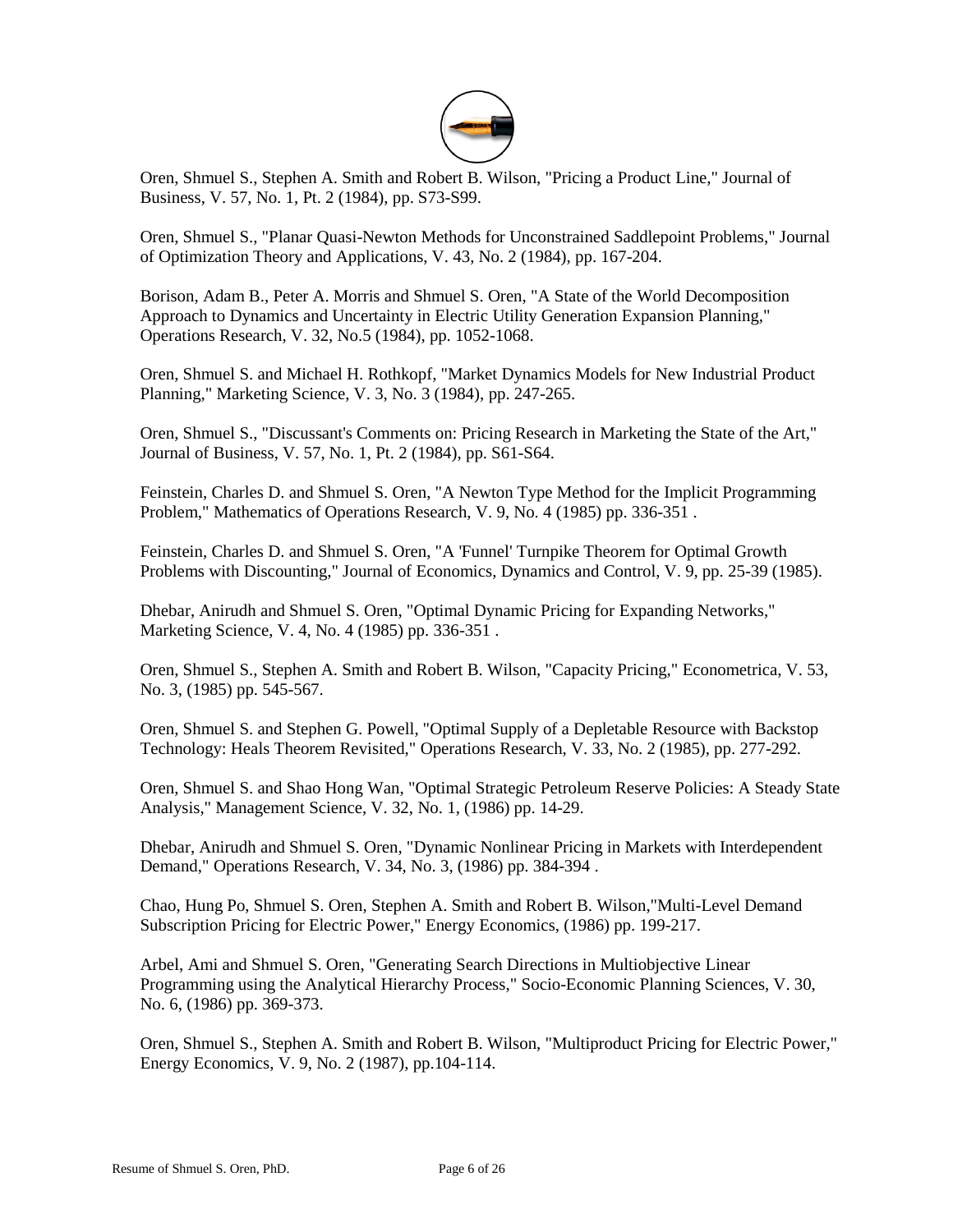Oren, Shmuel S., Stephen A. Smith and Robert B. Wilson, "Pricing a Product Line," Journal of Business, V. 57, No. 1, Pt. 2 (1984), pp. S73-S99.

Oren, Shmuel S., "Planar Quasi-Newton Methods for Unconstrained Saddlepoint Problems," Journal of Optimization Theory and Applications, V. 43, No. 2 (1984), pp. 167-204.

Borison, Adam B., Peter A. Morris and Shmuel S. Oren, "A State of the World Decomposition Approach to Dynamics and Uncertainty in Electric Utility Generation Expansion Planning," Operations Research, V. 32, No.5 (1984), pp. 1052-1068.

Oren, Shmuel S. and Michael H. Rothkopf, "Market Dynamics Models for New Industrial Product Planning," Marketing Science, V. 3, No. 3 (1984), pp. 247-265.

Oren, Shmuel S., "Discussant's Comments on: Pricing Research in Marketing the State of the Art," Journal of Business, V. 57, No. 1, Pt. 2 (1984), pp. S61-S64.

Feinstein, Charles D. and Shmuel S. Oren, "A Newton Type Method for the Implicit Programming Problem," Mathematics of Operations Research, V. 9, No. 4 (1985) pp. 336-351 .

Feinstein, Charles D. and Shmuel S. Oren, "A 'Funnel' Turnpike Theorem for Optimal Growth Problems with Discounting," Journal of Economics, Dynamics and Control, V. 9, pp. 25-39 (1985).

Dhebar, Anirudh and Shmuel S. Oren, "Optimal Dynamic Pricing for Expanding Networks," Marketing Science, V. 4, No. 4 (1985) pp. 336-351 .

Oren, Shmuel S., Stephen A. Smith and Robert B. Wilson, "Capacity Pricing," Econometrica, V. 53, No. 3, (1985) pp. 545-567.

Oren, Shmuel S. and Stephen G. Powell, "Optimal Supply of a Depletable Resource with Backstop Technology: Heals Theorem Revisited," Operations Research, V. 33, No. 2 (1985), pp. 277-292.

Oren, Shmuel S. and Shao Hong Wan, "Optimal Strategic Petroleum Reserve Policies: A Steady State Analysis," Management Science, V. 32, No. 1, (1986) pp. 14-29.

Dhebar, Anirudh and Shmuel S. Oren, "Dynamic Nonlinear Pricing in Markets with Interdependent Demand," Operations Research, V. 34, No. 3, (1986) pp. 384-394 .

Chao, Hung Po, Shmuel S. Oren, Stephen A. Smith and Robert B. Wilson,"Multi-Level Demand Subscription Pricing for Electric Power," Energy Economics, (1986) pp. 199-217.

Arbel, Ami and Shmuel S. Oren, "Generating Search Directions in Multiobjective Linear Programming using the Analytical Hierarchy Process," Socio-Economic Planning Sciences, V. 30, No. 6, (1986) pp. 369-373.

Oren, Shmuel S., Stephen A. Smith and Robert B. Wilson, "Multiproduct Pricing for Electric Power," Energy Economics, V. 9, No. 2 (1987), pp.104-114.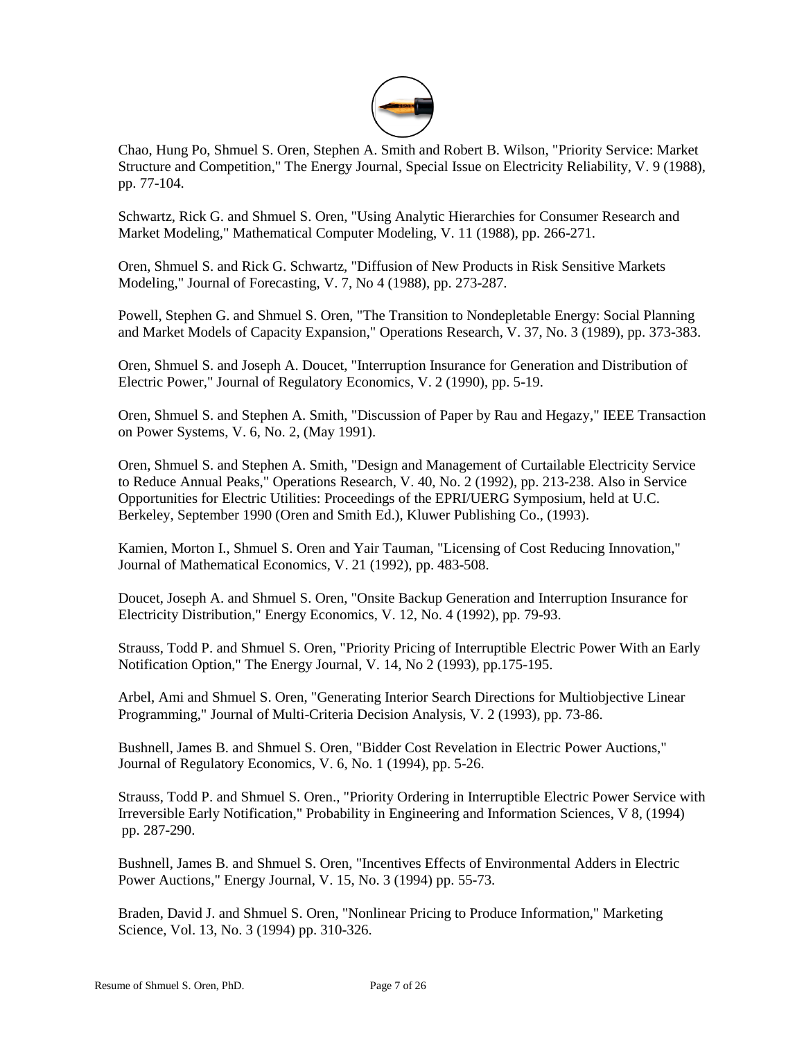Chao, Hung Po, Shmuel S. Oren, Stephen A. Smith and Robert B. Wilson, "Priority Service: Market Structure and Competition," The Energy Journal, Special Issue on Electricity Reliability, V. 9 (1988), pp. 77-104.

Schwartz, Rick G. and Shmuel S. Oren, "Using Analytic Hierarchies for Consumer Research and Market Modeling," Mathematical Computer Modeling, V. 11 (1988), pp. 266-271.

Oren, Shmuel S. and Rick G. Schwartz, "Diffusion of New Products in Risk Sensitive Markets Modeling," Journal of Forecasting, V. 7, No 4 (1988), pp. 273-287.

Powell, Stephen G. and Shmuel S. Oren, "The Transition to Nondepletable Energy: Social Planning and Market Models of Capacity Expansion," Operations Research, V. 37, No. 3 (1989), pp. 373-383.

Oren, Shmuel S. and Joseph A. Doucet, "Interruption Insurance for Generation and Distribution of Electric Power," Journal of Regulatory Economics, V. 2 (1990), pp. 5-19.

Oren, Shmuel S. and Stephen A. Smith, "Discussion of Paper by Rau and Hegazy," IEEE Transaction on Power Systems, V. 6, No. 2, (May 1991).

Oren, Shmuel S. and Stephen A. Smith, "Design and Management of Curtailable Electricity Service to Reduce Annual Peaks," Operations Research, V. 40, No. 2 (1992), pp. 213-238. Also in Service Opportunities for Electric Utilities: Proceedings of the EPRI/UERG Symposium, held at U.C. Berkeley, September 1990 (Oren and Smith Ed.), Kluwer Publishing Co., (1993).

Kamien, Morton I., Shmuel S. Oren and Yair Tauman, "Licensing of Cost Reducing Innovation," Journal of Mathematical Economics, V. 21 (1992), pp. 483-508.

Doucet, Joseph A. and Shmuel S. Oren, "Onsite Backup Generation and Interruption Insurance for Electricity Distribution," Energy Economics, V. 12, No. 4 (1992), pp. 79-93.

Strauss, Todd P. and Shmuel S. Oren, "Priority Pricing of Interruptible Electric Power With an Early Notification Option," The Energy Journal, V. 14, No 2 (1993), pp.175-195.

Arbel, Ami and Shmuel S. Oren, "Generating Interior Search Directions for Multiobjective Linear Programming," Journal of Multi-Criteria Decision Analysis, V. 2 (1993), pp. 73-86.

Bushnell, James B. and Shmuel S. Oren, "Bidder Cost Revelation in Electric Power Auctions," Journal of Regulatory Economics, V. 6, No. 1 (1994), pp. 5-26.

Strauss, Todd P. and Shmuel S. Oren., "Priority Ordering in Interruptible Electric Power Service with Irreversible Early Notification," Probability in Engineering and Information Sciences, V 8, (1994) pp. 287-290.

Bushnell, James B. and Shmuel S. Oren, "Incentives Effects of Environmental Adders in Electric Power Auctions," Energy Journal, V. 15, No. 3 (1994) pp. 55-73.

Braden, David J. and Shmuel S. Oren, "Nonlinear Pricing to Produce Information," Marketing Science, Vol. 13, No. 3 (1994) pp. 310-326.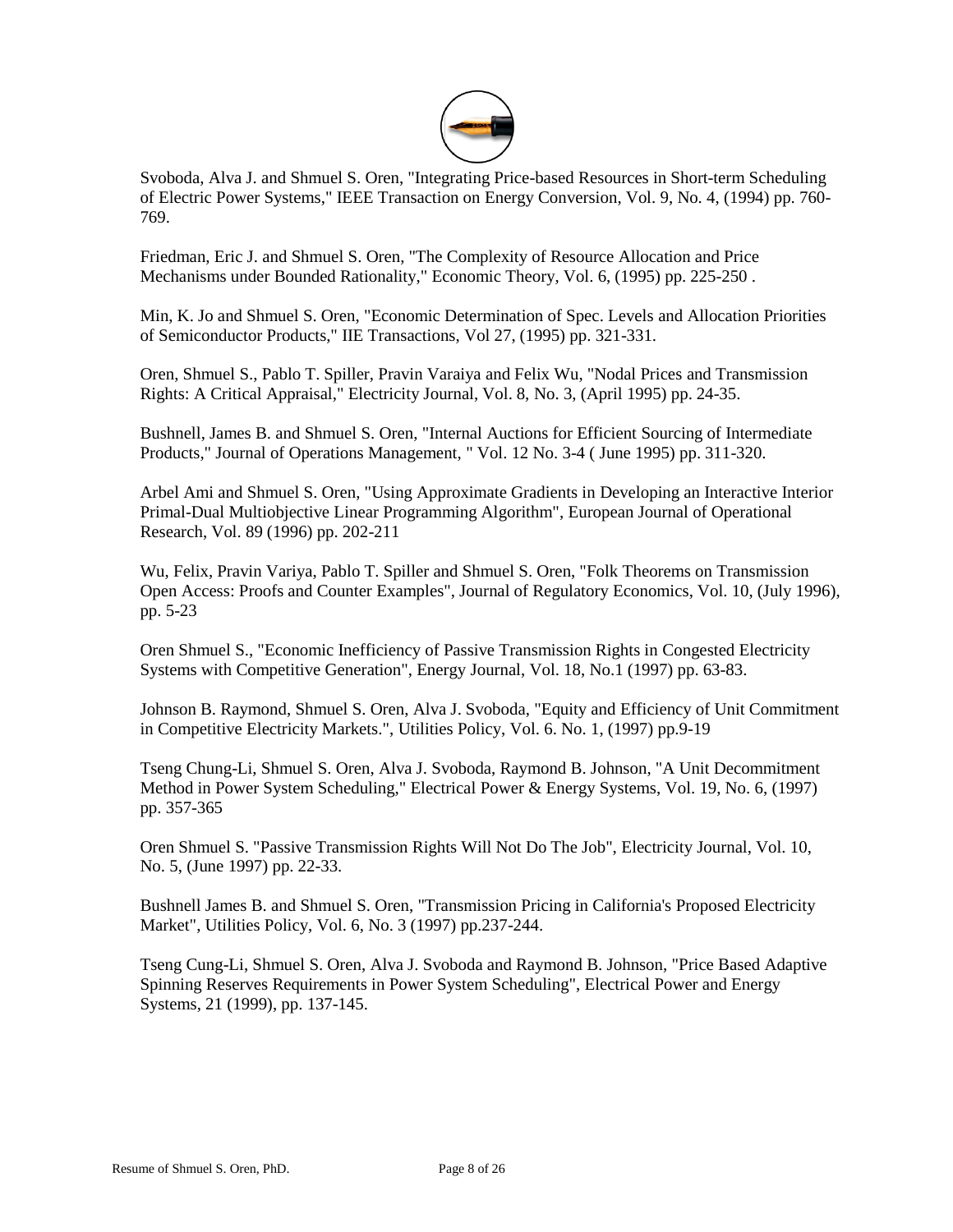Svoboda, Alva J. and Shmuel S. Oren, "Integrating Price-based Resources in Short-term Scheduling of Electric Power Systems," IEEE Transaction on Energy Conversion, Vol. 9, No. 4, (1994) pp. 760-769.

Friedman, Eric J. and Shmuel S. Oren, "The Complexity of Resource Allocation and Price Mechanisms under Bounded Rationality," Economic Theory, Vol. 6, (1995) pp. 225-250 .

Min, K. Jo and Shmuel S. Oren, "Economic Determination of Spec. Levels and Allocation Priorities of Semiconductor Products," IIE Transactions, Vol 27, (1995) pp. 321-331.

Oren, Shmuel S., Pablo T. Spiller, Pravin Varaiya and Felix Wu, "Nodal Prices and Transmission Rights: A Critical Appraisal," Electricity Journal, Vol. 8, No. 3, (April 1995) pp. 24-35.

Bushnell, James B. and Shmuel S. Oren, "Internal Auctions for Efficient Sourcing of Intermediate Products," Journal of Operations Management, " Vol. 12 No. 3-4 ( June 1995) pp. 311-320.

Arbel Ami and Shmuel S. Oren, "Using Approximate Gradients in Developing an Interactive Interior Primal-Dual Multiobjective Linear Programming Algorithm", European Journal of Operational Research, Vol. 89 (1996) pp. 202-211

Wu, Felix, Pravin Variya, Pablo T. Spiller and Shmuel S. Oren, "Folk Theorems on Transmission Open Access: Proofs and Counter Examples", Journal of Regulatory Economics, Vol. 10, (July 1996), pp. 5-23

Oren Shmuel S., "Economic Inefficiency of Passive Transmission Rights in Congested Electricity Systems with Competitive Generation", Energy Journal, Vol. 18, No.1 (1997) pp. 63-83.

Johnson B. Raymond, Shmuel S. Oren, Alva J. Svoboda, "Equity and Efficiency of Unit Commitment in Competitive Electricity Markets.", Utilities Policy, Vol. 6. No. 1, (1997) pp.9-19

Tseng Chung-Li, Shmuel S. Oren, Alva J. Svoboda, Raymond B. Johnson, "A Unit Decommitment Method in Power System Scheduling," Electrical Power & Energy Systems, Vol. 19, No. 6, (1997) pp. 357-365

Oren Shmuel S. "Passive Transmission Rights Will Not Do The Job", Electricity Journal, Vol. 10, No. 5, (June 1997) pp. 22-33.

Bushnell James B. and Shmuel S. Oren, "Transmission Pricing in California's Proposed Electricity Market", Utilities Policy, Vol. 6, No. 3 (1997) pp.237-244.

Tseng Cung-Li, Shmuel S. Oren, Alva J. Svoboda and Raymond B. Johnson, "Price Based Adaptive Spinning Reserves Requirements in Power System Scheduling", Electrical Power and Energy Systems, 21 (1999), pp. 137-145.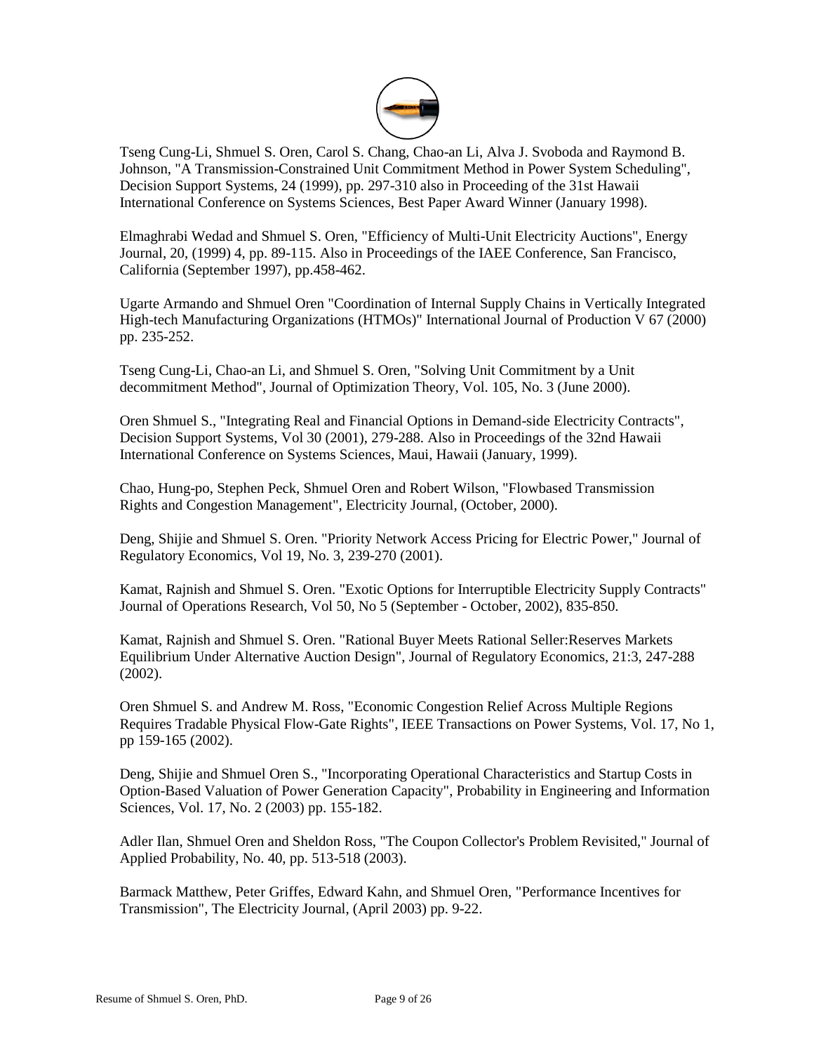Tseng Cung-Li, Shmuel S. Oren, Carol S. Chang, Chao-an Li, Alva J. Svoboda and Raymond B. Johnson, "A Transmission-Constrained Unit Commitment Method in Power System Scheduling", Decision Support Systems, 24 (1999), pp. 297-310 also in Proceeding of the 31st Hawaii International Conference on Systems Sciences, Best Paper Award Winner (January 1998).

Elmaghrabi Wedad and Shmuel S. Oren, "Efficiency of Multi-Unit Electricity Auctions", Energy Journal, 20, (1999) 4, pp. 89-115. Also in Proceedings of the IAEE Conference, San Francisco, California (September 1997), pp.458-462.

Ugarte Armando and Shmuel Oren "Coordination of Internal Supply Chains in Vertically Integrated High-tech Manufacturing Organizations (HTMOs)" International Journal of Production V 67 (2000) pp. 235-252.

Tseng Cung-Li, Chao-an Li, and Shmuel S. Oren, "Solving Unit Commitment by a Unit decommitment Method", Journal of Optimization Theory, Vol. 105, No. 3 (June 2000).

Oren Shmuel S., "Integrating Real and Financial Options in Demand-side Electricity Contracts", Decision Support Systems, Vol 30 (2001), 279-288. Also in Proceedings of the 32nd Hawaii International Conference on Systems Sciences, Maui, Hawaii (January, 1999).

Chao, Hung-po, Stephen Peck, Shmuel Oren and Robert Wilson, "Flowbased Transmission Rights and Congestion Management", Electricity Journal, (October, 2000).

Deng, Shijie and Shmuel S. Oren. "Priority Network Access Pricing for Electric Power," Journal of Regulatory Economics, Vol 19, No. 3, 239-270 (2001).

Kamat, Rajnish and Shmuel S. Oren. "Exotic Options for Interruptible Electricity Supply Contracts" Journal of Operations Research, Vol 50, No 5 (September - October, 2002), 835-850.

Kamat, Rajnish and Shmuel S. Oren. "Rational Buyer Meets Rational Seller:Reserves Markets Equilibrium Under Alternative Auction Design", Journal of Regulatory Economics, 21:3, 247-288 (2002).

Oren Shmuel S. and Andrew M. Ross, "Economic Congestion Relief Across Multiple Regions Requires Tradable Physical Flow-Gate Rights", IEEE Transactions on Power Systems, Vol. 17, No 1, pp 159-165 (2002).

Deng, Shijie and Shmuel Oren S., "Incorporating Operational Characteristics and Startup Costs in Option-Based Valuation of Power Generation Capacity", Probability in Engineering and Information Sciences, Vol. 17, No. 2 (2003) pp. 155-182.

Adler Ilan, Shmuel Oren and Sheldon Ross, "The Coupon Collector's Problem Revisited," Journal of Applied Probability, No. 40, pp. 513-518 (2003).

Barmack Matthew, Peter Griffes, Edward Kahn, and Shmuel Oren, "Performance Incentives for Transmission", The Electricity Journal, (April 2003) pp. 9-22.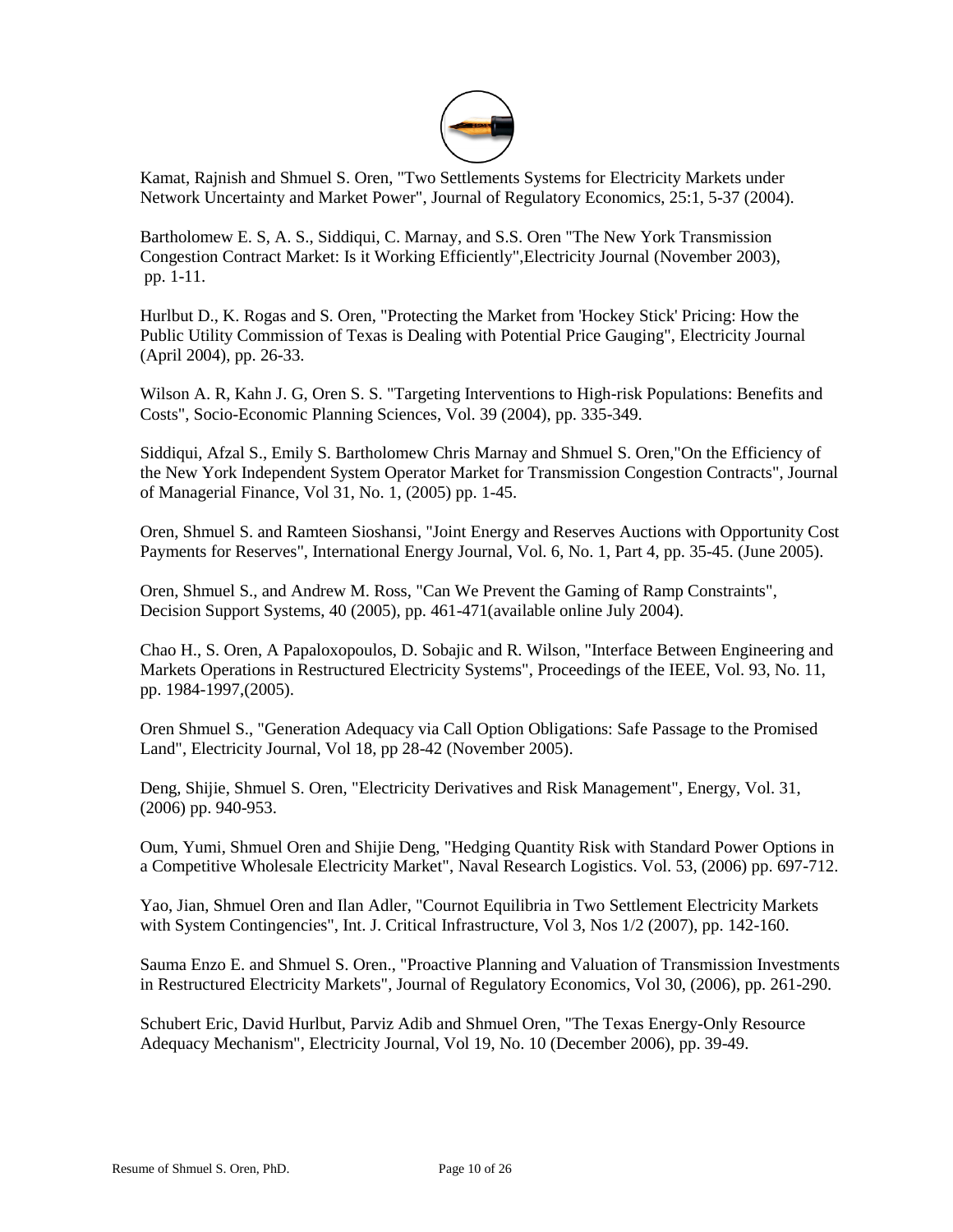Kamat, Rajnish and Shmuel S. Oren, "Two Settlements Systems for Electricity Markets under Network Uncertainty and Market Power", Journal of Regulatory Economics, 25:1, 5-37 (2004).

Bartholomew E. S, A. S., Siddiqui, C. Marnay, and S.S. Oren "The New York Transmission Congestion Contract Market: Is it Working Efficiently",Electricity Journal (November 2003), pp. 1-11.

Hurlbut D., K. Rogas and S. Oren, "Protecting the Market from 'Hockey Stick' Pricing: How the Public Utility Commission of Texas is Dealing with Potential Price Gauging", Electricity Journal (April 2004), pp. 26-33.

Wilson A. R, Kahn J. G, Oren S. S. "Targeting Interventions to High-risk Populations: Benefits and Costs", Socio-Economic Planning Sciences, Vol. 39 (2004), pp. 335-349.

Siddiqui, Afzal S., Emily S. Bartholomew Chris Marnay and Shmuel S. Oren,"On the Efficiency of the New York Independent System Operator Market for Transmission Congestion Contracts", Journal of Managerial Finance, Vol 31, No. 1, (2005) pp. 1-45.

Oren, Shmuel S. and Ramteen Sioshansi, "Joint Energy and Reserves Auctions with Opportunity Cost Payments for Reserves", International Energy Journal, Vol. 6, No. 1, Part 4, pp. 35-45. (June 2005).

Oren, Shmuel S., and Andrew M. Ross, "Can We Prevent the Gaming of Ramp Constraints", Decision Support Systems, 40 (2005), pp. 461-471(available online July 2004).

Chao H., S. Oren, A Papaloxopoulos, D. Sobajic and R. Wilson, "Interface Between Engineering and Markets Operations in Restructured Electricity Systems", Proceedings of the IEEE, Vol. 93, No. 11, pp. 1984-1997,(2005).

Oren Shmuel S., "Generation Adequacy via Call Option Obligations: Safe Passage to the Promised Land", Electricity Journal, Vol 18, pp 28-42 (November 2005).

Deng, Shijie, Shmuel S. Oren, "Electricity Derivatives and Risk Management", Energy, Vol. 31, (2006) pp. 940-953.

Oum, Yumi, Shmuel Oren and Shijie Deng, "Hedging Quantity Risk with Standard Power Options in a Competitive Wholesale Electricity Market", Naval Research Logistics. Vol. 53, (2006) pp. 697-712.

Yao, Jian, Shmuel Oren and Ilan Adler, "Cournot Equilibria in Two Settlement Electricity Markets with System Contingencies", Int. J. Critical Infrastructure, Vol 3, Nos 1/2 (2007), pp. 142-160.

Sauma Enzo E. and Shmuel S. Oren., "Proactive Planning and Valuation of Transmission Investments in Restructured Electricity Markets", Journal of Regulatory Economics, Vol 30, (2006), pp. 261-290.

Schubert Eric, David Hurlbut, Parviz Adib and Shmuel Oren, "The Texas Energy-Only Resource Adequacy Mechanism", Electricity Journal, Vol 19, No. 10 (December 2006), pp. 39-49.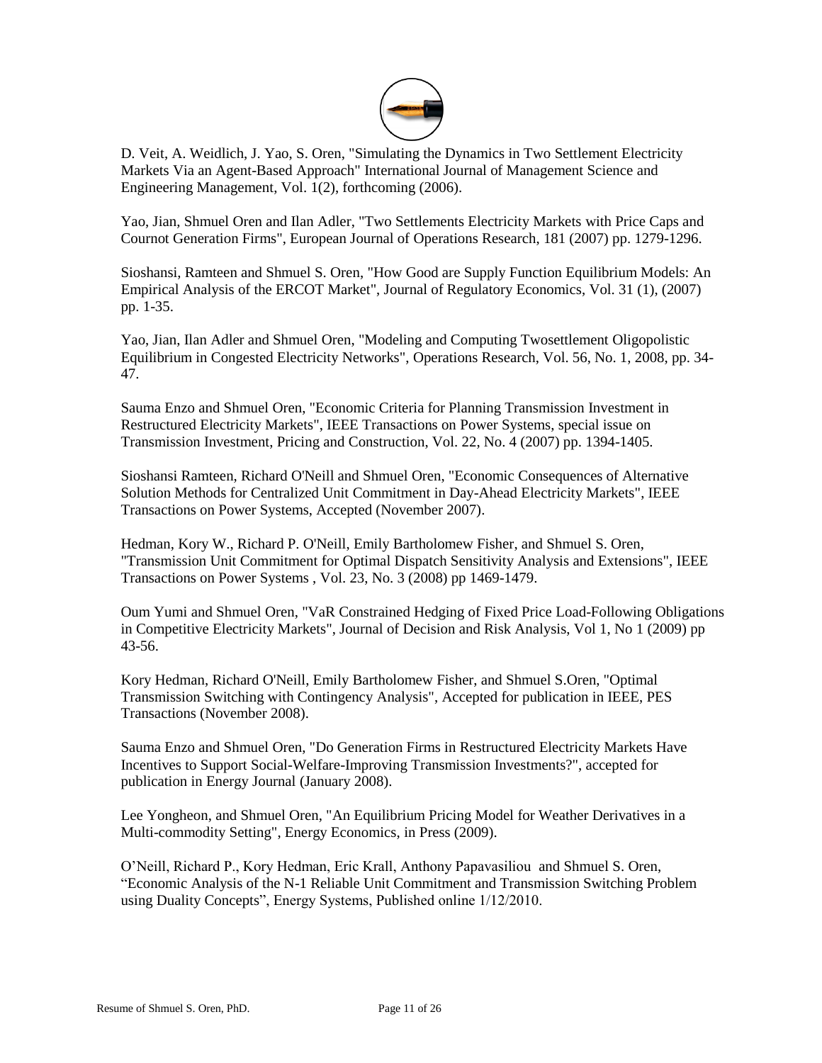D. Veit, A. Weidlich, J. Yao, S. Oren, "Simulating the Dynamics in Two Settlement Electricity Markets Via an Agent-Based Approach" International Journal of Management Science and Engineering Management, Vol. 1(2), forthcoming (2006).

Yao, Jian, Shmuel Oren and Ilan Adler, "Two Settlements Electricity Markets with Price Caps and Cournot Generation Firms", European Journal of Operations Research, 181 (2007) pp. 1279-1296.

Sioshansi, Ramteen and Shmuel S. Oren, "How Good are Supply Function Equilibrium Models: An Empirical Analysis of the ERCOT Market", Journal of Regulatory Economics, Vol. 31 (1), (2007) pp. 1-35.

Yao, Jian, Ilan Adler and Shmuel Oren, "Modeling and Computing Twosettlement Oligopolistic Equilibrium in Congested Electricity Networks", Operations Research, Vol. 56, No. 1, 2008, pp. 34-47.

Sauma Enzo and Shmuel Oren, "Economic Criteria for Planning Transmission Investment in Restructured Electricity Markets", IEEE Transactions on Power Systems, special issue on Transmission Investment, Pricing and Construction, Vol. 22, No. 4 (2007) pp. 1394-1405.

Sioshansi Ramteen, Richard O'Neill and Shmuel Oren, "Economic Consequences of Alternative Solution Methods for Centralized Unit Commitment in Day-Ahead Electricity Markets", IEEE Transactions on Power Systems, Accepted (November 2007).

Hedman, Kory W., Richard P. O'Neill, Emily Bartholomew Fisher, and Shmuel S. Oren, "Transmission Unit Commitment for Optimal Dispatch Sensitivity Analysis and Extensions", IEEE Transactions on Power Systems , Vol. 23, No. 3 (2008) pp 1469-1479.

Oum Yumi and Shmuel Oren, "VaR Constrained Hedging of Fixed Price Load-Following Obligations in Competitive Electricity Markets", Journal of Decision and Risk Analysis, Vol 1, No 1 (2009) pp 43-56.

Kory Hedman, Richard O'Neill, Emily Bartholomew Fisher, and Shmuel S.Oren, "Optimal Transmission Switching with Contingency Analysis", Accepted for publication in IEEE, PES Transactions (November 2008).

Sauma Enzo and Shmuel Oren, "Do Generation Firms in Restructured Electricity Markets Have Incentives to Support Social-Welfare-Improving Transmission Investments?", accepted for publication in Energy Journal (January 2008).

Lee Yongheon, and Shmuel Oren, "An Equilibrium Pricing Model for Weather Derivatives in a Multi-commodity Setting", Energy Economics, in Press (2009).

O'Neill, Richard P., Kory Hedman, Eric Krall, Anthony Papavasiliou and Shmuel S. Oren, "Economic Analysis of the N-1 Reliable Unit Commitment and Transmission Switching Problem using Duality Concepts", Energy Systems, Published online 1/12/2010.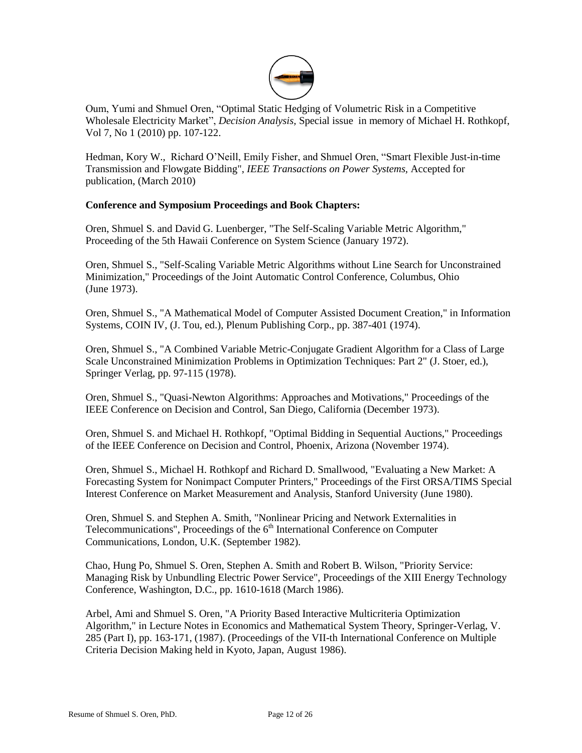Oum, Yumi and Shmuel Oren, "Optimal Static Hedging of Volumetric Risk in a Competitive Wholesale Electricity Market", *Decision Analysis*, Special issue in memory of Michael H. Rothkopf, Vol 7, No 1 (2010) pp. 107-122.

Hedman, Kory W., Richard O'Neill, Emily Fisher, and Shmuel Oren, "Smart Flexible Just-in-time Transmission and Flowgate Bidding", *IEEE Transactions on Power Systems*, Accepted for publication, (March 2010)

**Conference and Symposium Proceedings and Book Chapters:**

Oren, Shmuel S. and David G. Luenberger, "The Self-Scaling Variable Metric Algorithm," Proceeding of the 5th Hawaii Conference on System Science (January 1972).

Oren, Shmuel S., "Self-Scaling Variable Metric Algorithms without Line Search for Unconstrained Minimization," Proceedings of the Joint Automatic Control Conference, Columbus, Ohio (June 1973).

Oren, Shmuel S., "A Mathematical Model of Computer Assisted Document Creation," in Information Systems, COIN IV, (J. Tou, ed.), Plenum Publishing Corp., pp. 387-401 (1974).

Oren, Shmuel S., "A Combined Variable Metric-Conjugate Gradient Algorithm for a Class of Large Scale Unconstrained Minimization Problems in Optimization Techniques: Part 2" (J. Stoer, ed.), Springer Verlag, pp. 97-115 (1978).

Oren, Shmuel S., "Quasi-Newton Algorithms: Approaches and Motivations," Proceedings of the IEEE Conference on Decision and Control, San Diego, California (December 1973).

Oren, Shmuel S. and Michael H. Rothkopf, "Optimal Bidding in Sequential Auctions," Proceedings of the IEEE Conference on Decision and Control, Phoenix, Arizona (November 1974).

Oren, Shmuel S., Michael H. Rothkopf and Richard D. Smallwood, "Evaluating a New Market: A Forecasting System for Nonimpact Computer Printers," Proceedings of the First ORSA/TIMS Special Interest Conference on Market Measurement and Analysis, Stanford University (June 1980).

Oren, Shmuel S. and Stephen A. Smith, "Nonlinear Pricing and Network Externalities in Telecommunications", Proceedings of the 6th International Conference on Computer Communications, London, U.K. (September 1982).

Chao, Hung Po, Shmuel S. Oren, Stephen A. Smith and Robert B. Wilson, "Priority Service: Managing Risk by Unbundling Electric Power Service", Proceedings of the XIII Energy Technology Conference, Washington, D.C., pp. 1610-1618 (March 1986).

Arbel, Ami and Shmuel S. Oren, "A Priority Based Interactive Multicriteria Optimization Algorithm," in Lecture Notes in Economics and Mathematical System Theory, Springer-Verlag, V. 285 (Part I), pp. 163-171, (1987). (Proceedings of the VII-th International Conference on Multiple Criteria Decision Making held in Kyoto, Japan, August 1986).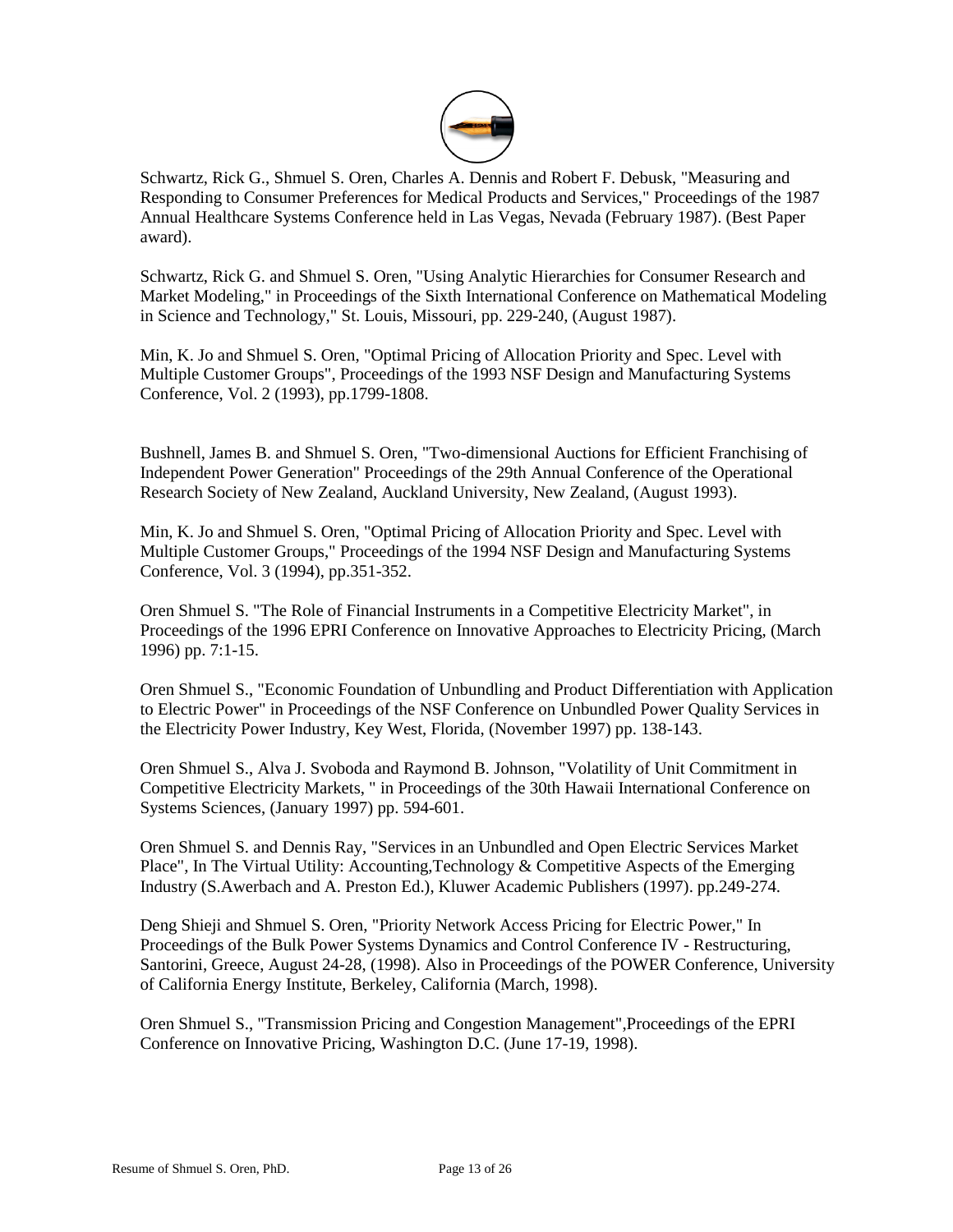Schwartz, Rick G., Shmuel S. Oren, Charles A. Dennis and Robert F. Debusk, "Measuring and Responding to Consumer Preferences for Medical Products and Services," Proceedings of the 1987 Annual Healthcare Systems Conference held in Las Vegas, Nevada (February 1987). (Best Paper award).

Schwartz, Rick G. and Shmuel S. Oren, "Using Analytic Hierarchies for Consumer Research and Market Modeling," in Proceedings of the Sixth International Conference on Mathematical Modeling in Science and Technology," St. Louis, Missouri, pp. 229-240, (August 1987).

Min, K. Jo and Shmuel S. Oren, "Optimal Pricing of Allocation Priority and Spec. Level with Multiple Customer Groups", Proceedings of the 1993 NSF Design and Manufacturing Systems Conference, Vol. 2 (1993), pp.1799-1808.

Bushnell, James B. and Shmuel S. Oren, "Two-dimensional Auctions for Efficient Franchising of Independent Power Generation" Proceedings of the 29th Annual Conference of the Operational Research Society of New Zealand, Auckland University, New Zealand, (August 1993).

Min, K. Jo and Shmuel S. Oren, "Optimal Pricing of Allocation Priority and Spec. Level with Multiple Customer Groups," Proceedings of the 1994 NSF Design and Manufacturing Systems Conference, Vol. 3 (1994), pp.351-352.

Oren Shmuel S. "The Role of Financial Instruments in a Competitive Electricity Market", in Proceedings of the 1996 EPRI Conference on Innovative Approaches to Electricity Pricing, (March 1996) pp. 7:1-15.

Oren Shmuel S., "Economic Foundation of Unbundling and Product Differentiation with Application to Electric Power" in Proceedings of the NSF Conference on Unbundled Power Quality Services in the Electricity Power Industry, Key West, Florida, (November 1997) pp. 138-143.

Oren Shmuel S., Alva J. Svoboda and Raymond B. Johnson, "Volatility of Unit Commitment in Competitive Electricity Markets, " in Proceedings of the 30th Hawaii International Conference on Systems Sciences, (January 1997) pp. 594-601.

Oren Shmuel S. and Dennis Ray, "Services in an Unbundled and Open Electric Services Market Place", In The Virtual Utility: Accounting,Technology & Competitive Aspects of the Emerging Industry (S.Awerbach and A. Preston Ed.), Kluwer Academic Publishers (1997). pp.249-274.

Deng Shieji and Shmuel S. Oren, "Priority Network Access Pricing for Electric Power," In Proceedings of the Bulk Power Systems Dynamics and Control Conference IV - Restructuring, Santorini, Greece, August 24-28, (1998). Also in Proceedings of the POWER Conference, University of California Energy Institute, Berkeley, California (March, 1998).

Oren Shmuel S., "Transmission Pricing and Congestion Management",Proceedings of the EPRI Conference on Innovative Pricing, Washington D.C. (June 17-19, 1998).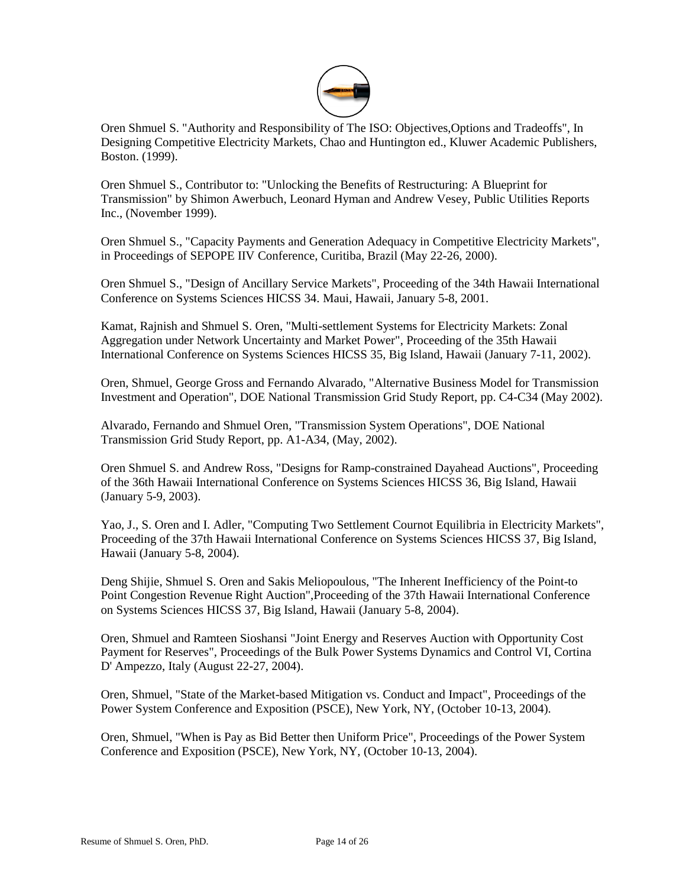Oren Shmuel S. "Authority and Responsibility of The ISO: Objectives,Options and Tradeoffs", In Designing Competitive Electricity Markets, Chao and Huntington ed., Kluwer Academic Publishers, Boston. (1999).

Oren Shmuel S., Contributor to: "Unlocking the Benefits of Restructuring: A Blueprint for Transmission" by Shimon Awerbuch, Leonard Hyman and Andrew Vesey, Public Utilities Reports Inc., (November 1999).

Oren Shmuel S., "Capacity Payments and Generation Adequacy in Competitive Electricity Markets", in Proceedings of SEPOPE IIV Conference, Curitiba, Brazil (May 22-26, 2000).

Oren Shmuel S., "Design of Ancillary Service Markets", Proceeding of the 34th Hawaii International Conference on Systems Sciences HICSS 34. Maui, Hawaii, January 5-8, 2001.

Kamat, Rajnish and Shmuel S. Oren, "Multi-settlement Systems for Electricity Markets: Zonal Aggregation under Network Uncertainty and Market Power", Proceeding of the 35th Hawaii International Conference on Systems Sciences HICSS 35, Big Island, Hawaii (January 7-11, 2002).

Oren, Shmuel, George Gross and Fernando Alvarado, "Alternative Business Model for Transmission Investment and Operation", DOE National Transmission Grid Study Report, pp. C4-C34 (May 2002).

Alvarado, Fernando and Shmuel Oren, "Transmission System Operations", DOE National Transmission Grid Study Report, pp. A1-A34, (May, 2002).

Oren Shmuel S. and Andrew Ross, "Designs for Ramp-constrained Dayahead Auctions", Proceeding of the 36th Hawaii International Conference on Systems Sciences HICSS 36, Big Island, Hawaii (January 5-9, 2003).

Yao, J., S. Oren and I. Adler, "Computing Two Settlement Cournot Equilibria in Electricity Markets", Proceeding of the 37th Hawaii International Conference on Systems Sciences HICSS 37, Big Island, Hawaii (January 5-8, 2004).

Deng Shijie, Shmuel S. Oren and Sakis Meliopoulous, "The Inherent Inefficiency of the Point-to Point Congestion Revenue Right Auction",Proceeding of the 37th Hawaii International Conference on Systems Sciences HICSS 37, Big Island, Hawaii (January 5-8, 2004).

Oren, Shmuel and Ramteen Sioshansi "Joint Energy and Reserves Auction with Opportunity Cost Payment for Reserves", Proceedings of the Bulk Power Systems Dynamics and Control VI, Cortina D' Ampezzo, Italy (August 22-27, 2004).

Oren, Shmuel, "State of the Market-based Mitigation vs. Conduct and Impact", Proceedings of the Power System Conference and Exposition (PSCE), New York, NY, (October 10-13, 2004).

Oren, Shmuel, "When is Pay as Bid Better then Uniform Price", Proceedings of the Power System Conference and Exposition (PSCE), New York, NY, (October 10-13, 2004).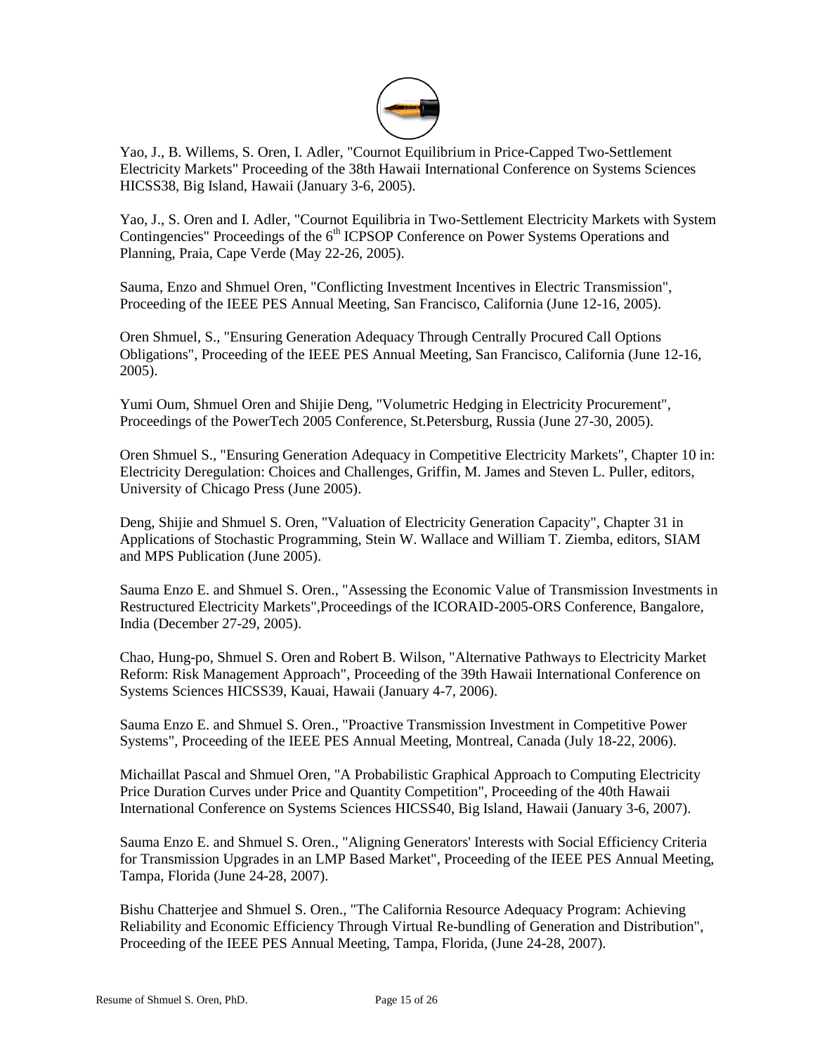Yao, J., B. Willems, S. Oren, I. Adler, "Cournot Equilibrium in Price-Capped Two-Settlement Electricity Markets" Proceeding of the 38th Hawaii International Conference on Systems Sciences HICSS38, Big Island, Hawaii (January 3-6, 2005).

Yao, J., S. Oren and I. Adler, "Cournot Equilibria in Two-Settlement Electricity Markets with System Contingencies" Proceedings of the 6$^{th}$ ICPSOP Conference on Power Systems Operations and Planning, Praia, Cape Verde (May 22-26, 2005).

Sauma, Enzo and Shmuel Oren, "Conflicting Investment Incentives in Electric Transmission", Proceeding of the IEEE PES Annual Meeting, San Francisco, California (June 12-16, 2005).

Oren Shmuel, S., "Ensuring Generation Adequacy Through Centrally Procured Call Options Obligations", Proceeding of the IEEE PES Annual Meeting, San Francisco, California (June 12-16, 2005).

Yumi Oum, Shmuel Oren and Shijie Deng, "Volumetric Hedging in Electricity Procurement", Proceedings of the PowerTech 2005 Conference, St.Petersburg, Russia (June 27-30, 2005).

Oren Shmuel S., "Ensuring Generation Adequacy in Competitive Electricity Markets", Chapter 10 in: Electricity Deregulation: Choices and Challenges, Griffin, M. James and Steven L. Puller, editors, University of Chicago Press (June 2005).

Deng, Shijie and Shmuel S. Oren, "Valuation of Electricity Generation Capacity", Chapter 31 in Applications of Stochastic Programming, Stein W. Wallace and William T. Ziemba, editors, SIAM and MPS Publication (June 2005).

Sauma Enzo E. and Shmuel S. Oren., "Assessing the Economic Value of Transmission Investments in Restructured Electricity Markets",Proceedings of the ICORAID-2005-ORS Conference, Bangalore, India (December 27-29, 2005).

Chao, Hung-po, Shmuel S. Oren and Robert B. Wilson, "Alternative Pathways to Electricity Market Reform: Risk Management Approach", Proceeding of the 39th Hawaii International Conference on Systems Sciences HICSS39, Kauai, Hawaii (January 4-7, 2006).

Sauma Enzo E. and Shmuel S. Oren., "Proactive Transmission Investment in Competitive Power Systems", Proceeding of the IEEE PES Annual Meeting, Montreal, Canada (July 18-22, 2006).

Michaillat Pascal and Shmuel Oren, "A Probabilistic Graphical Approach to Computing Electricity Price Duration Curves under Price and Quantity Competition", Proceeding of the 40th Hawaii International Conference on Systems Sciences HICSS40, Big Island, Hawaii (January 3-6, 2007).

Sauma Enzo E. and Shmuel S. Oren., "Aligning Generators' Interests with Social Efficiency Criteria for Transmission Upgrades in an LMP Based Market", Proceeding of the IEEE PES Annual Meeting, Tampa, Florida (June 24-28, 2007).

Bishu Chatterjee and Shmuel S. Oren., "The California Resource Adequacy Program: Achieving Reliability and Economic Efficiency Through Virtual Re-bundling of Generation and Distribution", Proceeding of the IEEE PES Annual Meeting, Tampa, Florida, (June 24-28, 2007).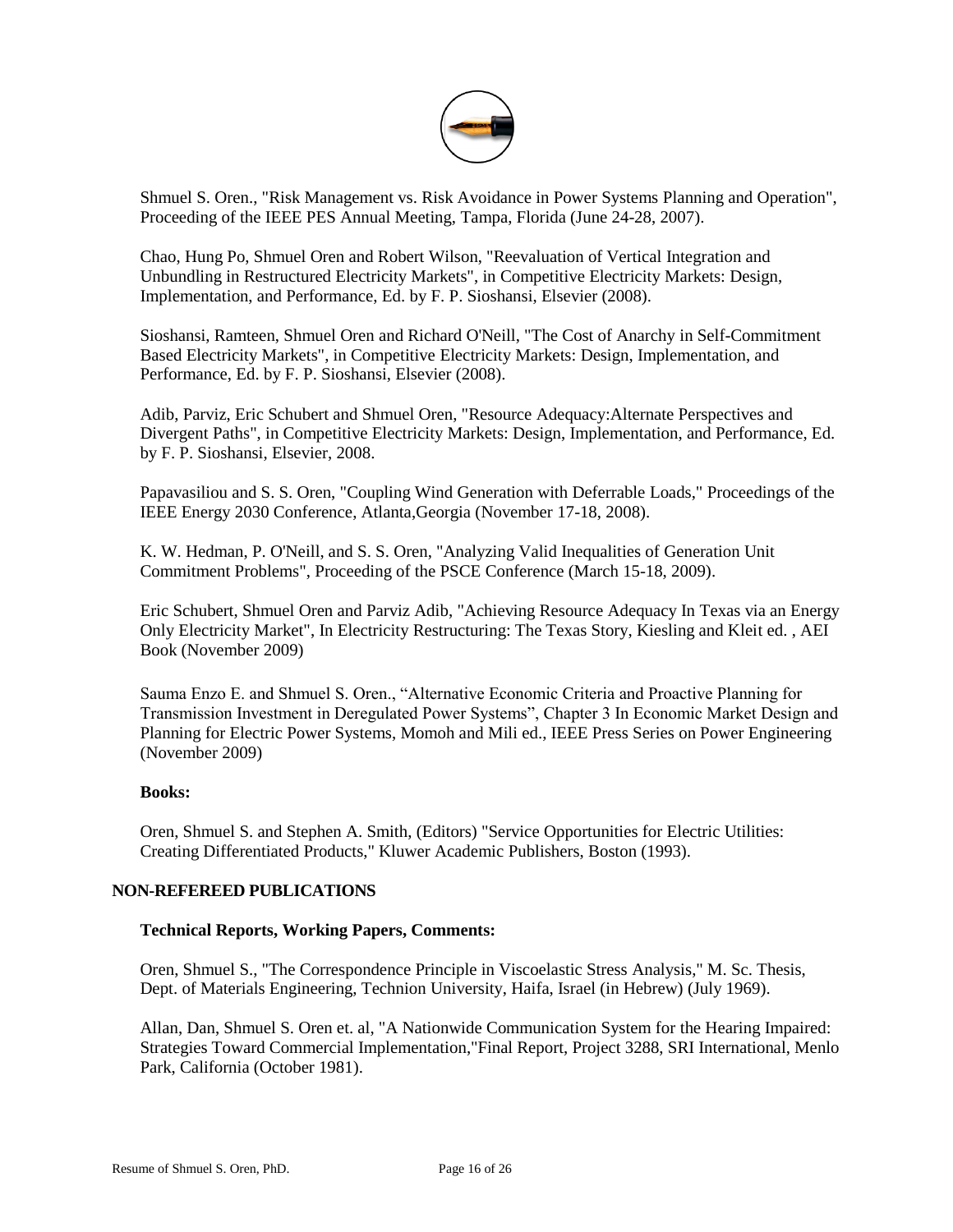Shmuel S. Oren., "Risk Management vs. Risk Avoidance in Power Systems Planning and Operation", Proceeding of the IEEE PES Annual Meeting, Tampa, Florida (June 24-28, 2007).

Chao, Hung Po, Shmuel Oren and Robert Wilson, "Reevaluation of Vertical Integration and Unbundling in Restructured Electricity Markets", in Competitive Electricity Markets: Design, Implementation, and Performance, Ed. by F. P. Sioshansi, Elsevier (2008).

Sioshansi, Ramteen, Shmuel Oren and Richard O'Neill, "The Cost of Anarchy in Self-Commitment Based Electricity Markets", in Competitive Electricity Markets: Design, Implementation, and Performance, Ed. by F. P. Sioshansi, Elsevier (2008).

Adib, Parviz, Eric Schubert and Shmuel Oren, "Resource Adequacy:Alternate Perspectives and Divergent Paths", in Competitive Electricity Markets: Design, Implementation, and Performance, Ed. by F. P. Sioshansi, Elsevier, 2008.

Papavasiliou and S. S. Oren, "Coupling Wind Generation with Deferrable Loads," Proceedings of the IEEE Energy 2030 Conference, Atlanta,Georgia (November 17-18, 2008).

K. W. Hedman, P. O'Neill, and S. S. Oren, "Analyzing Valid Inequalities of Generation Unit Commitment Problems", Proceeding of the PSCE Conference (March 15-18, 2009).

Eric Schubert, Shmuel Oren and Parviz Adib, "Achieving Resource Adequacy In Texas via an Energy Only Electricity Market", In Electricity Restructuring: The Texas Story, Kiesling and Kleit ed. , AEI Book (November 2009)

Sauma Enzo E. and Shmuel S. Oren., "Alternative Economic Criteria and Proactive Planning for Transmission Investment in Deregulated Power Systems", Chapter 3 In Economic Market Design and Planning for Electric Power Systems, Momoh and Mili ed., IEEE Press Series on Power Engineering (November 2009)

**Books:**

Oren, Shmuel S. and Stephen A. Smith, (Editors) "Service Opportunities for Electric Utilities: Creating Differentiated Products," Kluwer Academic Publishers, Boston (1993).

## NON-REFEREED PUBLICATIONS

**Technical Reports, Working Papers, Comments:**

Oren, Shmuel S., "The Correspondence Principle in Viscoelastic Stress Analysis," M. Sc. Thesis, Dept. of Materials Engineering, Technion University, Haifa, Israel (in Hebrew) (July 1969).

Allan, Dan, Shmuel S. Oren et. al, "A Nationwide Communication System for the Hearing Impaired: Strategies Toward Commercial Implementation,"Final Report, Project 3288, SRI International, Menlo Park, California (October 1981).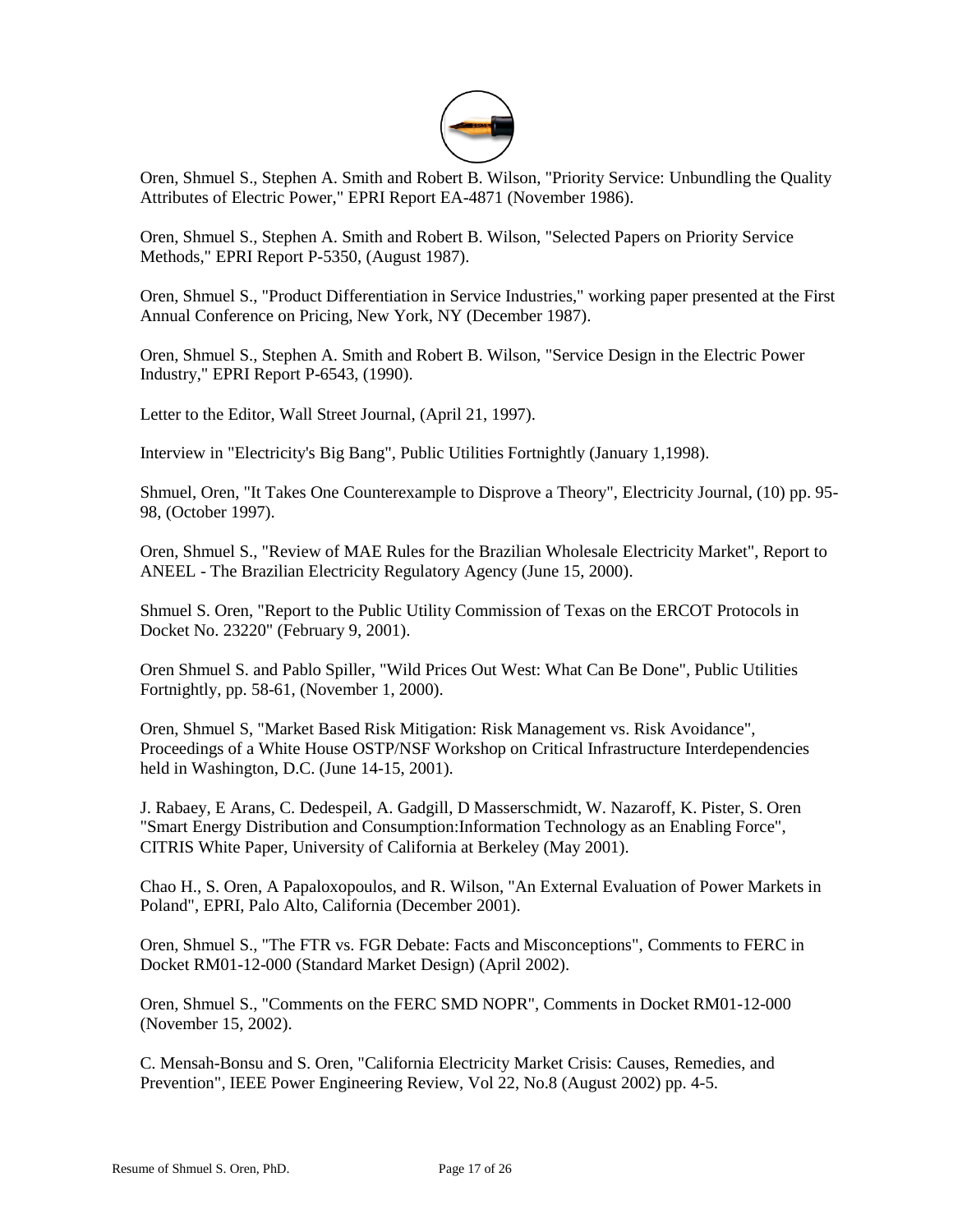Oren, Shmuel S., Stephen A. Smith and Robert B. Wilson, "Priority Service: Unbundling the Quality Attributes of Electric Power," EPRI Report EA-4871 (November 1986).

Oren, Shmuel S., Stephen A. Smith and Robert B. Wilson, "Selected Papers on Priority Service Methods," EPRI Report P-5350, (August 1987).

Oren, Shmuel S., "Product Differentiation in Service Industries," working paper presented at the First Annual Conference on Pricing, New York, NY (December 1987).

Oren, Shmuel S., Stephen A. Smith and Robert B. Wilson, "Service Design in the Electric Power Industry," EPRI Report P-6543, (1990).

Letter to the Editor, Wall Street Journal, (April 21, 1997).

Interview in "Electricity's Big Bang", Public Utilities Fortnightly (January 1,1998).

Shmuel, Oren, "It Takes One Counterexample to Disprove a Theory", Electricity Journal, (10) pp. 95-98, (October 1997).

Oren, Shmuel S., "Review of MAE Rules for the Brazilian Wholesale Electricity Market", Report to ANEEL - The Brazilian Electricity Regulatory Agency (June 15, 2000).

Shmuel S. Oren, "Report to the Public Utility Commission of Texas on the ERCOT Protocols in Docket No. 23220" (February 9, 2001).

Oren Shmuel S. and Pablo Spiller, "Wild Prices Out West: What Can Be Done", Public Utilities Fortnightly, pp. 58-61, (November 1, 2000).

Oren, Shmuel S, "Market Based Risk Mitigation: Risk Management vs. Risk Avoidance", Proceedings of a White House OSTP/NSF Workshop on Critical Infrastructure Interdependencies held in Washington, D.C. (June 14-15, 2001).

J. Rabaey, E Arans, C. Dedespeil, A. Gadgill, D Masserschmidt, W. Nazaroff, K. Pister, S. Oren "Smart Energy Distribution and Consumption:Information Technology as an Enabling Force", CITRIS White Paper, University of California at Berkeley (May 2001).

Chao H., S. Oren, A Papaloxopoulos, and R. Wilson, "An External Evaluation of Power Markets in Poland", EPRI, Palo Alto, California (December 2001).

Oren, Shmuel S., "The FTR vs. FGR Debate: Facts and Misconceptions", Comments to FERC in Docket RM01-12-000 (Standard Market Design) (April 2002).

Oren, Shmuel S., "Comments on the FERC SMD NOPR", Comments in Docket RM01-12-000 (November 15, 2002).

C. Mensah-Bonsu and S. Oren, "California Electricity Market Crisis: Causes, Remedies, and Prevention", IEEE Power Engineering Review, Vol 22, No.8 (August 2002) pp. 4-5.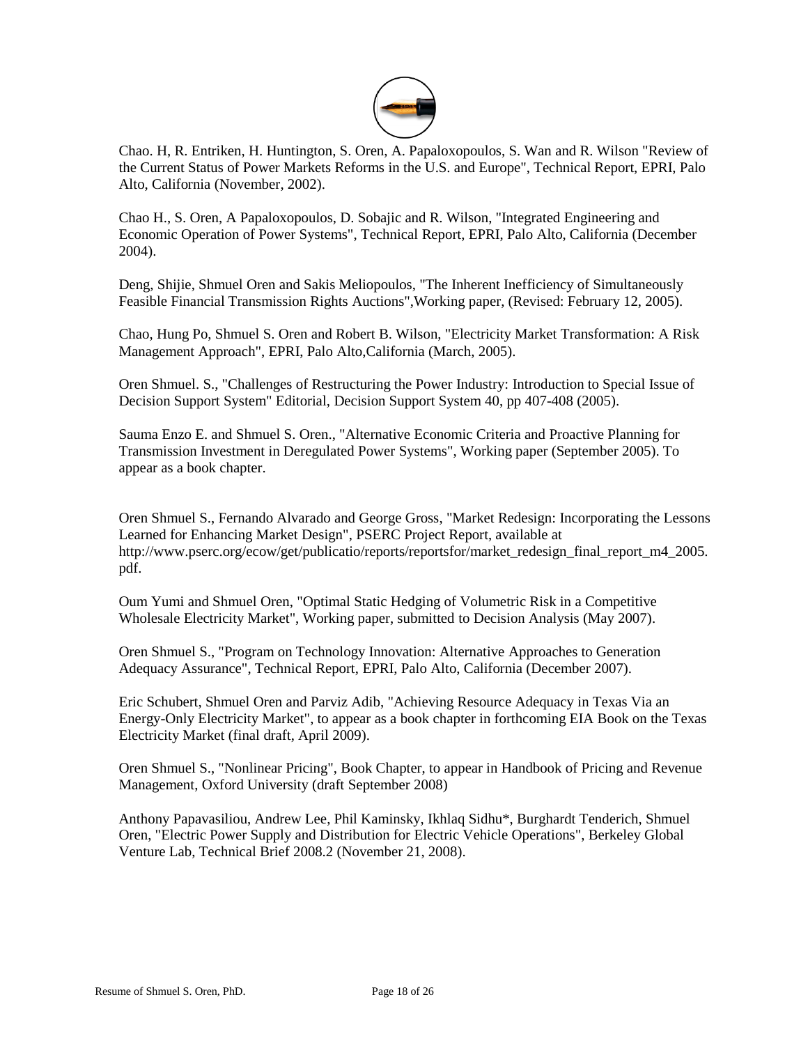Chao. H, R. Entriken, H. Huntington, S. Oren, A. Papaloxopoulos, S. Wan and R. Wilson "Review of the Current Status of Power Markets Reforms in the U.S. and Europe", Technical Report, EPRI, Palo Alto, California (November, 2002).

Chao H., S. Oren, A Papaloxopoulos, D. Sobajic and R. Wilson, "Integrated Engineering and Economic Operation of Power Systems", Technical Report, EPRI, Palo Alto, California (December 2004).

Deng, Shijie, Shmuel Oren and Sakis Meliopoulos, "The Inherent Inefficiency of Simultaneously Feasible Financial Transmission Rights Auctions",Working paper, (Revised: February 12, 2005).

Chao, Hung Po, Shmuel S. Oren and Robert B. Wilson, "Electricity Market Transformation: A Risk Management Approach", EPRI, Palo Alto,California (March, 2005).

Oren Shmuel. S., "Challenges of Restructuring the Power Industry: Introduction to Special Issue of Decision Support System" Editorial, Decision Support System 40, pp 407-408 (2005).

Sauma Enzo E. and Shmuel S. Oren., "Alternative Economic Criteria and Proactive Planning for Transmission Investment in Deregulated Power Systems", Working paper (September 2005). To appear as a book chapter.

Oren Shmuel S., Fernando Alvarado and George Gross, "Market Redesign: Incorporating the Lessons Learned for Enhancing Market Design", PSERC Project Report, available at http://www.pserc.org/ecow/get/publicatio/reports/reportsfor/market_redesign_final_report_m4_2005.pdf.

Oum Yumi and Shmuel Oren, "Optimal Static Hedging of Volumetric Risk in a Competitive Wholesale Electricity Market", Working paper, submitted to Decision Analysis (May 2007).

Oren Shmuel S., "Program on Technology Innovation: Alternative Approaches to Generation Adequacy Assurance", Technical Report, EPRI, Palo Alto, California (December 2007).

Eric Schubert, Shmuel Oren and Parviz Adib, "Achieving Resource Adequacy in Texas Via an Energy-Only Electricity Market", to appear as a book chapter in forthcoming EIA Book on the Texas Electricity Market (final draft, April 2009).

Oren Shmuel S., "Nonlinear Pricing", Book Chapter, to appear in Handbook of Pricing and Revenue Management, Oxford University (draft September 2008)

Anthony Papavasiliou, Andrew Lee, Phil Kaminsky, Ikhlaq Sidhu*, Burghardt Tenderich, Shmuel Oren, "Electric Power Supply and Distribution for Electric Vehicle Operations", Berkeley Global Venture Lab, Technical Brief 2008.2 (November 21, 2008).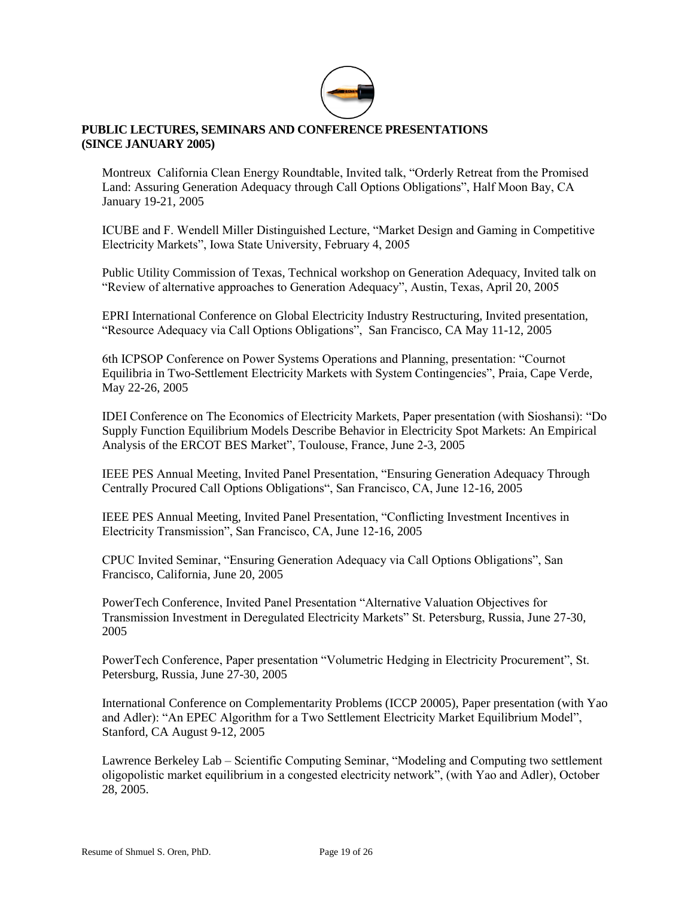## PUBLIC LECTURES, SEMINARS AND CONFERENCE PRESENTATIONS (SINCE JANUARY 2005)

Montreux California Clean Energy Roundtable, Invited talk, "Orderly Retreat from the Promised Land: Assuring Generation Adequacy through Call Options Obligations", Half Moon Bay, CA January 19-21, 2005

ICUBE and F. Wendell Miller Distinguished Lecture, "Market Design and Gaming in Competitive Electricity Markets", Iowa State University, February 4, 2005

Public Utility Commission of Texas, Technical workshop on Generation Adequacy, Invited talk on "Review of alternative approaches to Generation Adequacy", Austin, Texas, April 20, 2005

EPRI International Conference on Global Electricity Industry Restructuring, Invited presentation, "Resource Adequacy via Call Options Obligations", San Francisco, CA May 11-12, 2005

6th ICPSOP Conference on Power Systems Operations and Planning, presentation: "Cournot Equilibria in Two-Settlement Electricity Markets with System Contingencies", Praia, Cape Verde, May 22-26, 2005

IDEI Conference on The Economics of Electricity Markets, Paper presentation (with Sioshansi): "Do Supply Function Equilibrium Models Describe Behavior in Electricity Spot Markets: An Empirical Analysis of the ERCOT BES Market", Toulouse, France, June 2-3, 2005

IEEE PES Annual Meeting, Invited Panel Presentation, "Ensuring Generation Adequacy Through Centrally Procured Call Options Obligations", San Francisco, CA, June 12-16, 2005

IEEE PES Annual Meeting, Invited Panel Presentation, "Conflicting Investment Incentives in Electricity Transmission", San Francisco, CA, June 12-16, 2005

CPUC Invited Seminar, "Ensuring Generation Adequacy via Call Options Obligations", San Francisco, California, June 20, 2005

PowerTech Conference, Invited Panel Presentation "Alternative Valuation Objectives for Transmission Investment in Deregulated Electricity Markets" St. Petersburg, Russia, June 27-30, 2005

PowerTech Conference, Paper presentation "Volumetric Hedging in Electricity Procurement", St. Petersburg, Russia, June 27-30, 2005

International Conference on Complementarity Problems (ICCP 20005), Paper presentation (with Yao and Adler): "An EPEC Algorithm for a Two Settlement Electricity Market Equilibrium Model", Stanford, CA August 9-12, 2005

Lawrence Berkeley Lab – Scientific Computing Seminar, "Modeling and Computing two settlement oligopolistic market equilibrium in a congested electricity network", (with Yao and Adler), October 28, 2005.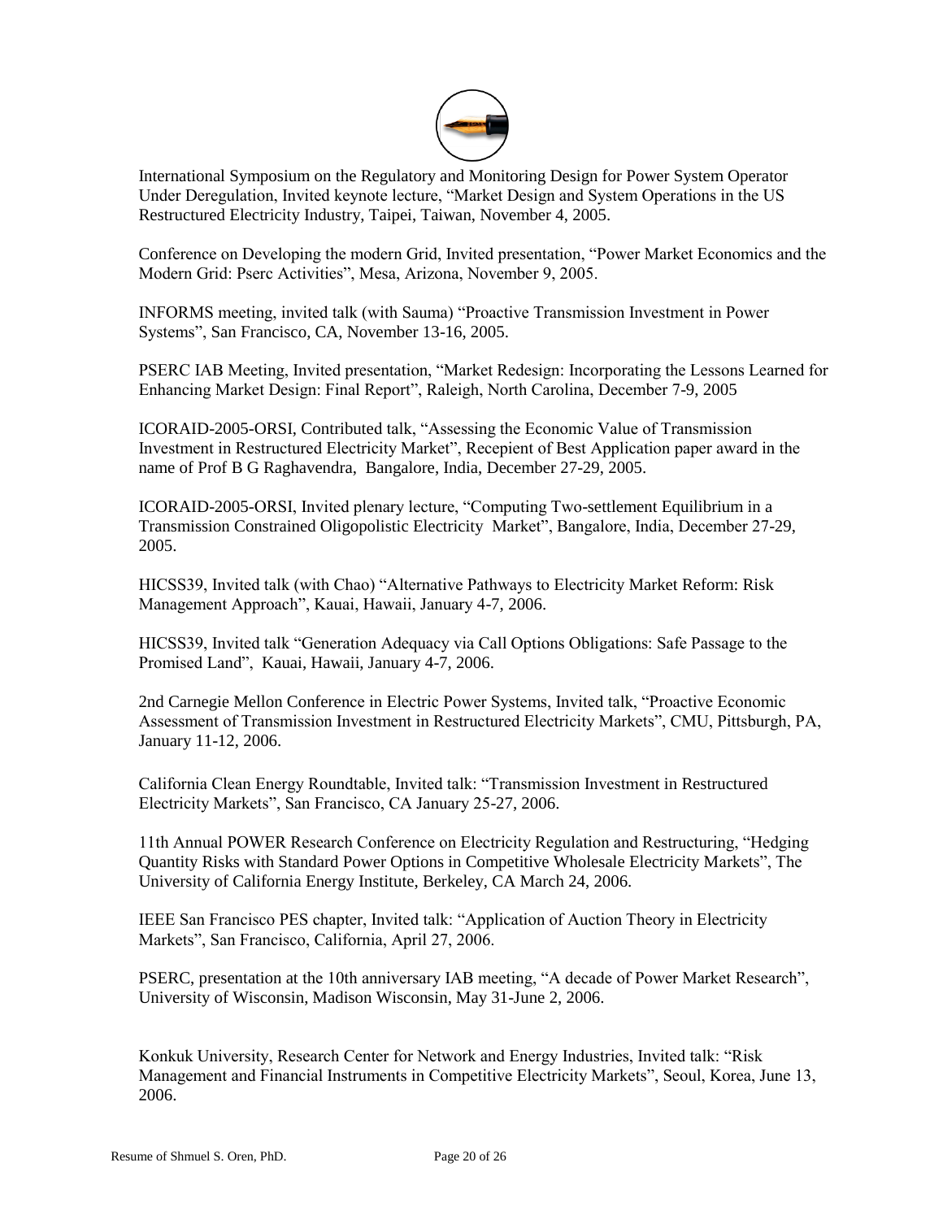International Symposium on the Regulatory and Monitoring Design for Power System Operator Under Deregulation, Invited keynote lecture, "Market Design and System Operations in the US Restructured Electricity Industry, Taipei, Taiwan, November 4, 2005.

Conference on Developing the modern Grid, Invited presentation, "Power Market Economics and the Modern Grid: Pserc Activities", Mesa, Arizona, November 9, 2005.

INFORMS meeting, invited talk (with Sauma) "Proactive Transmission Investment in Power Systems", San Francisco, CA, November 13-16, 2005.

PSERC IAB Meeting, Invited presentation, "Market Redesign: Incorporating the Lessons Learned for Enhancing Market Design: Final Report", Raleigh, North Carolina, December 7-9, 2005

ICORAID-2005-ORSI, Contributed talk, "Assessing the Economic Value of Transmission Investment in Restructured Electricity Market", Recepient of Best Application paper award in the name of Prof B G Raghavendra, Bangalore, India, December 27-29, 2005.

ICORAID-2005-ORSI, Invited plenary lecture, "Computing Two-settlement Equilibrium in a Transmission Constrained Oligopolistic Electricity Market", Bangalore, India, December 27-29, 2005.

HICSS39, Invited talk (with Chao) "Alternative Pathways to Electricity Market Reform: Risk Management Approach", Kauai, Hawaii, January 4-7, 2006.

HICSS39, Invited talk "Generation Adequacy via Call Options Obligations: Safe Passage to the Promised Land", Kauai, Hawaii, January 4-7, 2006.

2nd Carnegie Mellon Conference in Electric Power Systems, Invited talk, "Proactive Economic Assessment of Transmission Investment in Restructured Electricity Markets", CMU, Pittsburgh, PA, January 11-12, 2006.

California Clean Energy Roundtable, Invited talk: "Transmission Investment in Restructured Electricity Markets", San Francisco, CA January 25-27, 2006.

11th Annual POWER Research Conference on Electricity Regulation and Restructuring, "Hedging Quantity Risks with Standard Power Options in Competitive Wholesale Electricity Markets", The University of California Energy Institute, Berkeley, CA March 24, 2006.

IEEE San Francisco PES chapter, Invited talk: "Application of Auction Theory in Electricity Markets", San Francisco, California, April 27, 2006.

PSERC, presentation at the 10th anniversary IAB meeting, "A decade of Power Market Research", University of Wisconsin, Madison Wisconsin, May 31-June 2, 2006.

Konkuk University, Research Center for Network and Energy Industries, Invited talk: "Risk Management and Financial Instruments in Competitive Electricity Markets", Seoul, Korea, June 13, 2006.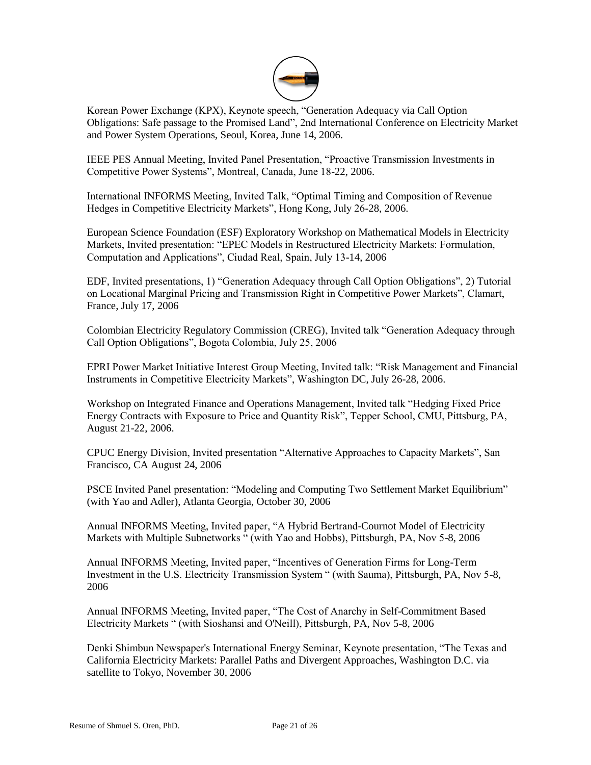Korean Power Exchange (KPX), Keynote speech, “Generation Adequacy via Call Option Obligations: Safe passage to the Promised Land”, 2nd International Conference on Electricity Market and Power System Operations, Seoul, Korea, June 14, 2006.

IEEE PES Annual Meeting, Invited Panel Presentation, “Proactive Transmission Investments in Competitive Power Systems”, Montreal, Canada, June 18-22, 2006.

International INFORMS Meeting, Invited Talk, “Optimal Timing and Composition of Revenue Hedges in Competitive Electricity Markets”, Hong Kong, July 26-28, 2006.

European Science Foundation (ESF) Exploratory Workshop on Mathematical Models in Electricity Markets, Invited presentation: “EPEC Models in Restructured Electricity Markets: Formulation, Computation and Applications”, Ciudad Real, Spain, July 13-14, 2006

EDF, Invited presentations, 1) “Generation Adequacy through Call Option Obligations”, 2) Tutorial on Locational Marginal Pricing and Transmission Right in Competitive Power Markets”, Clamart, France, July 17, 2006

Colombian Electricity Regulatory Commission (CREG), Invited talk “Generation Adequacy through Call Option Obligations”, Bogota Colombia, July 25, 2006

EPRI Power Market Initiative Interest Group Meeting, Invited talk: “Risk Management and Financial Instruments in Competitive Electricity Markets”, Washington DC, July 26-28, 2006.

Workshop on Integrated Finance and Operations Management, Invited talk “Hedging Fixed Price Energy Contracts with Exposure to Price and Quantity Risk”, Tepper School, CMU, Pittsburg, PA, August 21-22, 2006.

CPUC Energy Division, Invited presentation “Alternative Approaches to Capacity Markets”, San Francisco, CA August 24, 2006

PSCE Invited Panel presentation: “Modeling and Computing Two Settlement Market Equilibrium” (with Yao and Adler), Atlanta Georgia, October 30, 2006

Annual INFORMS Meeting, Invited paper, “A Hybrid Bertrand-Cournot Model of Electricity Markets with Multiple Subnetworks “ (with Yao and Hobbs), Pittsburgh, PA, Nov 5-8, 2006

Annual INFORMS Meeting, Invited paper, “Incentives of Generation Firms for Long-Term Investment in the U.S. Electricity Transmission System “ (with Sauma), Pittsburgh, PA, Nov 5-8, 2006

Annual INFORMS Meeting, Invited paper, “The Cost of Anarchy in Self-Commitment Based Electricity Markets “ (with Sioshansi and O'Neill), Pittsburgh, PA, Nov 5-8, 2006

Denki Shimbun Newspaper's International Energy Seminar, Keynote presentation, “The Texas and California Electricity Markets: Parallel Paths and Divergent Approaches, Washington D.C. via satellite to Tokyo, November 30, 2006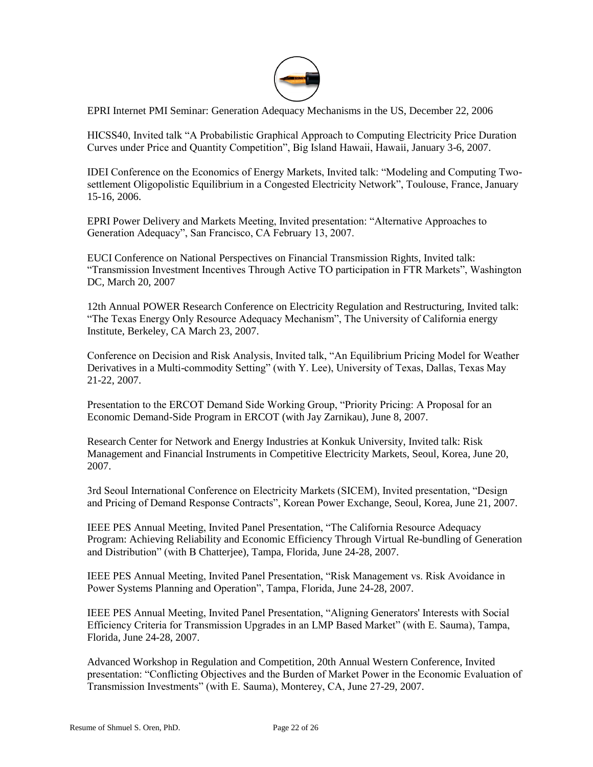EPRI Internet PMI Seminar: Generation Adequacy Mechanisms in the US, December 22, 2006

HICSS40, Invited talk "A Probabilistic Graphical Approach to Computing Electricity Price Duration Curves under Price and Quantity Competition", Big Island Hawaii, Hawaii, January 3-6, 2007.

IDEI Conference on the Economics of Energy Markets, Invited talk: "Modeling and Computing Two-settlement Oligopolistic Equilibrium in a Congested Electricity Network", Toulouse, France, January 15-16, 2006.

EPRI Power Delivery and Markets Meeting, Invited presentation: "Alternative Approaches to Generation Adequacy", San Francisco, CA February 13, 2007.

EUCI Conference on National Perspectives on Financial Transmission Rights, Invited talk: "Transmission Investment Incentives Through Active TO participation in FTR Markets", Washington DC, March 20, 2007

12th Annual POWER Research Conference on Electricity Regulation and Restructuring, Invited talk: "The Texas Energy Only Resource Adequacy Mechanism", The University of California energy Institute, Berkeley, CA March 23, 2007.

Conference on Decision and Risk Analysis, Invited talk, "An Equilibrium Pricing Model for Weather Derivatives in a Multi-commodity Setting" (with Y. Lee), University of Texas, Dallas, Texas May 21-22, 2007.

Presentation to the ERCOT Demand Side Working Group, "Priority Pricing: A Proposal for an Economic Demand-Side Program in ERCOT (with Jay Zarnikau), June 8, 2007.

Research Center for Network and Energy Industries at Konkuk University, Invited talk: Risk Management and Financial Instruments in Competitive Electricity Markets, Seoul, Korea, June 20, 2007.

3rd Seoul International Conference on Electricity Markets (SICEM), Invited presentation, "Design and Pricing of Demand Response Contracts", Korean Power Exchange, Seoul, Korea, June 21, 2007.

IEEE PES Annual Meeting, Invited Panel Presentation, "The California Resource Adequacy Program: Achieving Reliability and Economic Efficiency Through Virtual Re-bundling of Generation and Distribution" (with B Chatterjee), Tampa, Florida, June 24-28, 2007.

IEEE PES Annual Meeting, Invited Panel Presentation, "Risk Management vs. Risk Avoidance in Power Systems Planning and Operation", Tampa, Florida, June 24-28, 2007.

IEEE PES Annual Meeting, Invited Panel Presentation, "Aligning Generators' Interests with Social Efficiency Criteria for Transmission Upgrades in an LMP Based Market" (with E. Sauma), Tampa, Florida, June 24-28, 2007.

Advanced Workshop in Regulation and Competition, 20th Annual Western Conference, Invited presentation: "Conflicting Objectives and the Burden of Market Power in the Economic Evaluation of Transmission Investments" (with E. Sauma), Monterey, CA, June 27-29, 2007.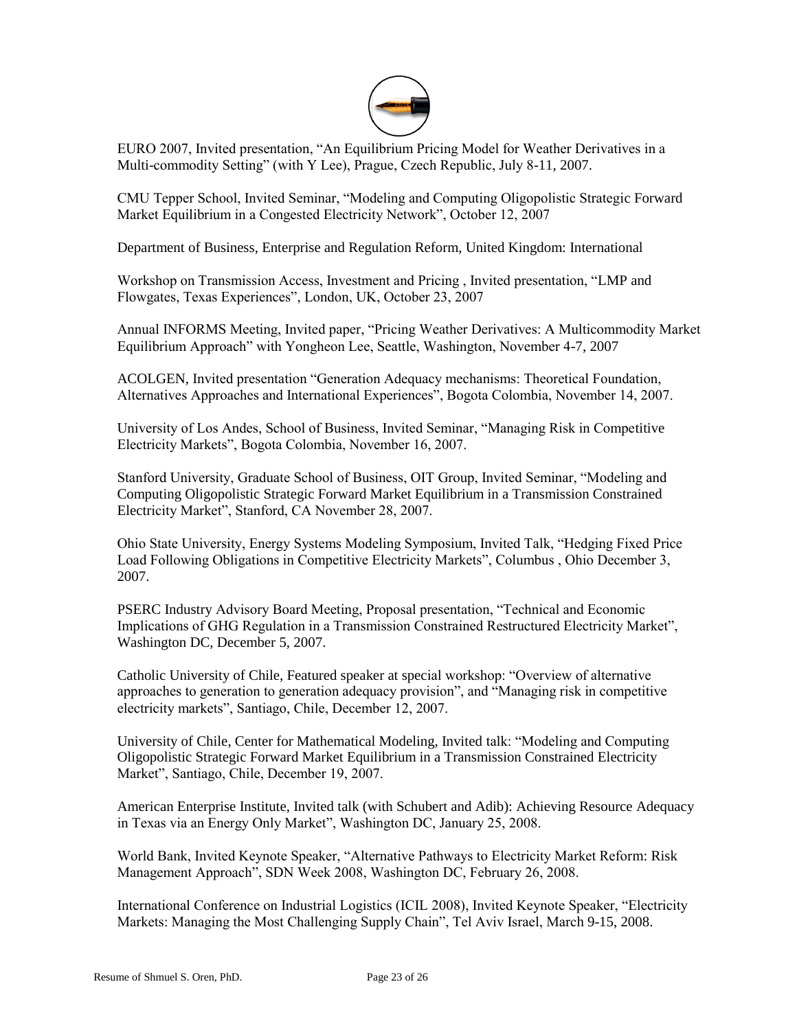EURO 2007, Invited presentation, “An Equilibrium Pricing Model for Weather Derivatives in a Multi-commodity Setting” (with Y Lee), Prague, Czech Republic, July 8-11, 2007.

CMU Tepper School, Invited Seminar, “Modeling and Computing Oligopolistic Strategic Forward Market Equilibrium in a Congested Electricity Network”, October 12, 2007

Department of Business, Enterprise and Regulation Reform, United Kingdom: International

Workshop on Transmission Access, Investment and Pricing , Invited presentation, “LMP and Flowgates, Texas Experiences”, London, UK, October 23, 2007

Annual INFORMS Meeting, Invited paper, “Pricing Weather Derivatives: A Multicommodity Market Equilibrium Approach” with Yongheon Lee, Seattle, Washington, November 4-7, 2007

ACOLGEN, Invited presentation “Generation Adequacy mechanisms: Theoretical Foundation, Alternatives Approaches and International Experiences”, Bogota Colombia, November 14, 2007.

University of Los Andes, School of Business, Invited Seminar, “Managing Risk in Competitive Electricity Markets”, Bogota Colombia, November 16, 2007.

Stanford University, Graduate School of Business, OIT Group, Invited Seminar, “Modeling and Computing Oligopolistic Strategic Forward Market Equilibrium in a Transmission Constrained Electricity Market”, Stanford, CA November 28, 2007.

Ohio State University, Energy Systems Modeling Symposium, Invited Talk, “Hedging Fixed Price Load Following Obligations in Competitive Electricity Markets”, Columbus , Ohio December 3, 2007.

PSERC Industry Advisory Board Meeting, Proposal presentation, “Technical and Economic Implications of GHG Regulation in a Transmission Constrained Restructured Electricity Market”, Washington DC, December 5, 2007.

Catholic University of Chile, Featured speaker at special workshop: “Overview of alternative approaches to generation to generation adequacy provision”, and “Managing risk in competitive electricity markets”, Santiago, Chile, December 12, 2007.

University of Chile, Center for Mathematical Modeling, Invited talk: “Modeling and Computing Oligopolistic Strategic Forward Market Equilibrium in a Transmission Constrained Electricity Market”, Santiago, Chile, December 19, 2007.

American Enterprise Institute, Invited talk (with Schubert and Adib): Achieving Resource Adequacy in Texas via an Energy Only Market”, Washington DC, January 25, 2008.

World Bank, Invited Keynote Speaker, “Alternative Pathways to Electricity Market Reform: Risk Management Approach”, SDN Week 2008, Washington DC, February 26, 2008.

International Conference on Industrial Logistics (ICIL 2008), Invited Keynote Speaker, “Electricity Markets: Managing the Most Challenging Supply Chain”, Tel Aviv Israel, March 9-15, 2008.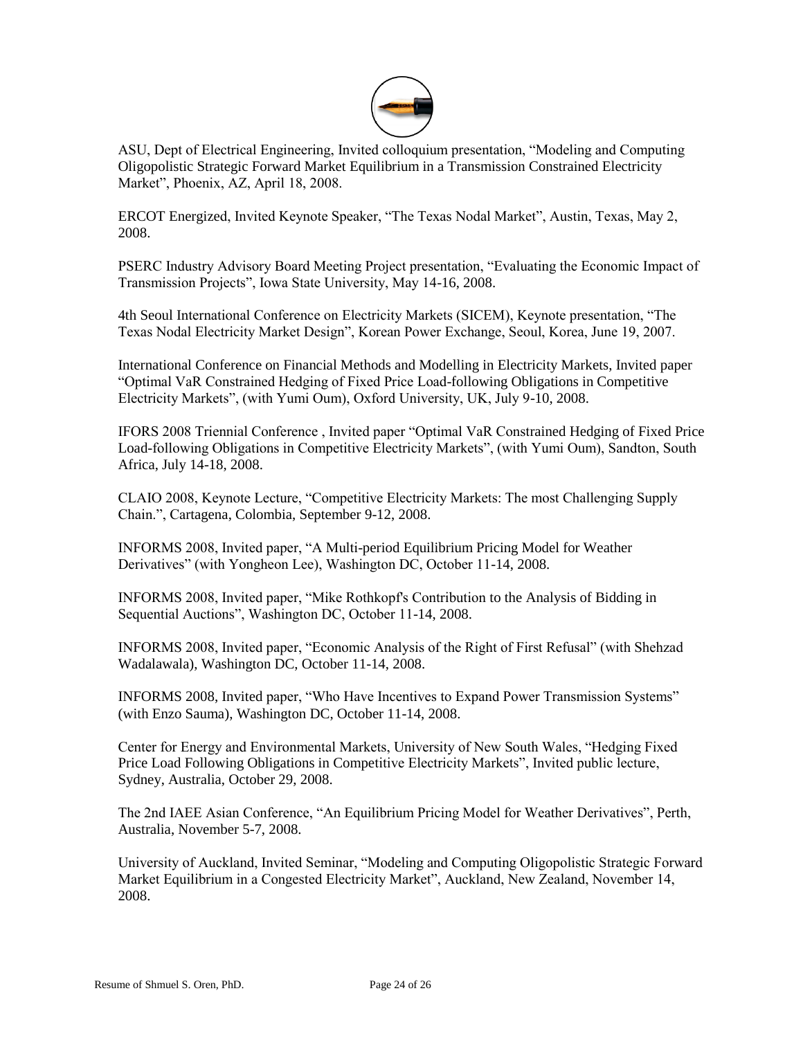ASU, Dept of Electrical Engineering, Invited colloquium presentation, "Modeling and Computing Oligopolistic Strategic Forward Market Equilibrium in a Transmission Constrained Electricity Market", Phoenix, AZ, April 18, 2008.

ERCOT Energized, Invited Keynote Speaker, "The Texas Nodal Market", Austin, Texas, May 2, 2008.

PSERC Industry Advisory Board Meeting Project presentation, "Evaluating the Economic Impact of Transmission Projects", Iowa State University, May 14-16, 2008.

4th Seoul International Conference on Electricity Markets (SICEM), Keynote presentation, "The Texas Nodal Electricity Market Design", Korean Power Exchange, Seoul, Korea, June 19, 2007.

International Conference on Financial Methods and Modelling in Electricity Markets, Invited paper "Optimal VaR Constrained Hedging of Fixed Price Load-following Obligations in Competitive Electricity Markets", (with Yumi Oum), Oxford University, UK, July 9-10, 2008.

IFORS 2008 Triennial Conference , Invited paper "Optimal VaR Constrained Hedging of Fixed Price Load-following Obligations in Competitive Electricity Markets", (with Yumi Oum), Sandton, South Africa, July 14-18, 2008.

CLAIO 2008, Keynote Lecture, "Competitive Electricity Markets: The most Challenging Supply Chain.", Cartagena, Colombia, September 9-12, 2008.

INFORMS 2008, Invited paper, "A Multi-period Equilibrium Pricing Model for Weather Derivatives" (with Yongheon Lee), Washington DC, October 11-14, 2008.

INFORMS 2008, Invited paper, "Mike Rothkopf's Contribution to the Analysis of Bidding in Sequential Auctions", Washington DC, October 11-14, 2008.

INFORMS 2008, Invited paper, "Economic Analysis of the Right of First Refusal" (with Shehzad Wadalawala), Washington DC, October 11-14, 2008.

INFORMS 2008, Invited paper, "Who Have Incentives to Expand Power Transmission Systems" (with Enzo Sauma), Washington DC, October 11-14, 2008.

Center for Energy and Environmental Markets, University of New South Wales, "Hedging Fixed Price Load Following Obligations in Competitive Electricity Markets", Invited public lecture, Sydney, Australia, October 29, 2008.

The 2nd IAEE Asian Conference, "An Equilibrium Pricing Model for Weather Derivatives", Perth, Australia, November 5-7, 2008.

University of Auckland, Invited Seminar, "Modeling and Computing Oligopolistic Strategic Forward Market Equilibrium in a Congested Electricity Market", Auckland, New Zealand, November 14, 2008.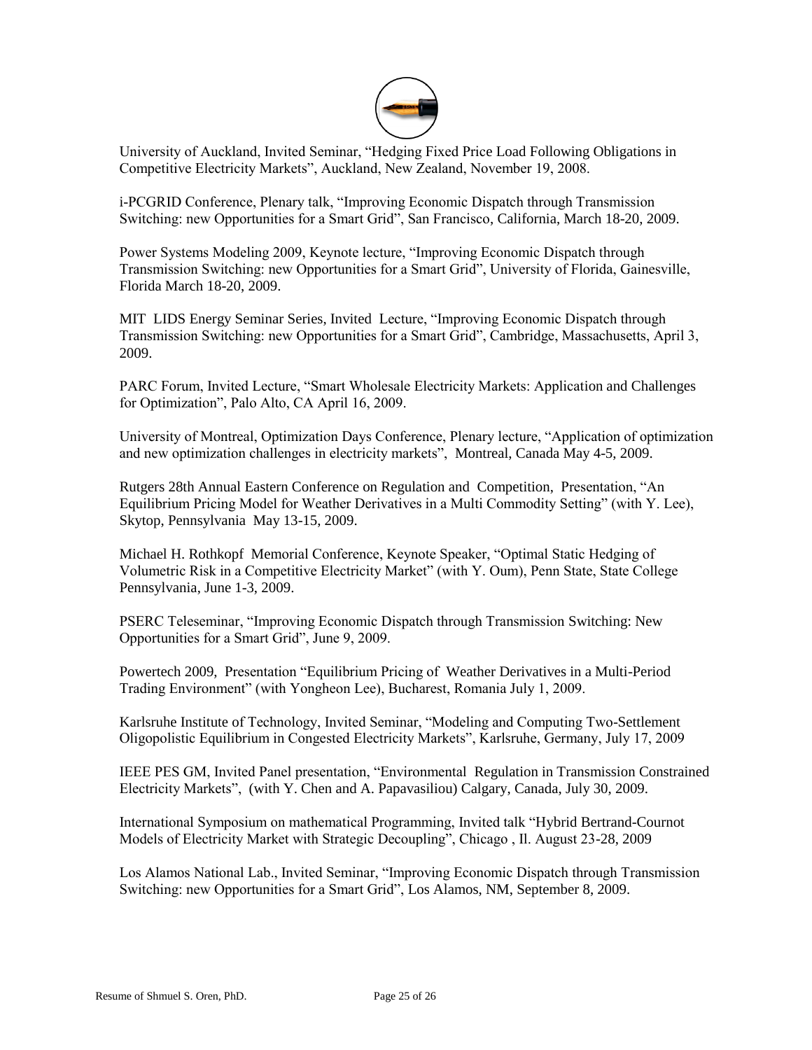University of Auckland, Invited Seminar, "Hedging Fixed Price Load Following Obligations in Competitive Electricity Markets", Auckland, New Zealand, November 19, 2008.

i-PCGRID Conference, Plenary talk, "Improving Economic Dispatch through Transmission Switching: new Opportunities for a Smart Grid", San Francisco, California, March 18-20, 2009.

Power Systems Modeling 2009, Keynote lecture, "Improving Economic Dispatch through Transmission Switching: new Opportunities for a Smart Grid", University of Florida, Gainesville, Florida March 18-20, 2009.

MIT LIDS Energy Seminar Series, Invited Lecture, "Improving Economic Dispatch through Transmission Switching: new Opportunities for a Smart Grid", Cambridge, Massachusetts, April 3, 2009.

PARC Forum, Invited Lecture, "Smart Wholesale Electricity Markets: Application and Challenges for Optimization", Palo Alto, CA April 16, 2009.

University of Montreal, Optimization Days Conference, Plenary lecture, "Application of optimization and new optimization challenges in electricity markets", Montreal, Canada May 4-5, 2009.

Rutgers 28th Annual Eastern Conference on Regulation and Competition, Presentation, "An Equilibrium Pricing Model for Weather Derivatives in a Multi Commodity Setting" (with Y. Lee), Skytop, Pennsylvania May 13-15, 2009.

Michael H. Rothkopf Memorial Conference, Keynote Speaker, "Optimal Static Hedging of Volumetric Risk in a Competitive Electricity Market" (with Y. Oum), Penn State, State College Pennsylvania, June 1-3, 2009.

PSERC Teleseminar, "Improving Economic Dispatch through Transmission Switching: New Opportunities for a Smart Grid", June 9, 2009.

Powertech 2009, Presentation "Equilibrium Pricing of Weather Derivatives in a Multi-Period Trading Environment" (with Yongheon Lee), Bucharest, Romania July 1, 2009.

Karlsruhe Institute of Technology, Invited Seminar, "Modeling and Computing Two-Settlement Oligopolistic Equilibrium in Congested Electricity Markets", Karlsruhe, Germany, July 17, 2009

IEEE PES GM, Invited Panel presentation, "Environmental Regulation in Transmission Constrained Electricity Markets", (with Y. Chen and A. Papavasiliou) Calgary, Canada, July 30, 2009.

International Symposium on mathematical Programming, Invited talk "Hybrid Bertrand-Cournot Models of Electricity Market with Strategic Decoupling", Chicago , Il. August 23-28, 2009

Los Alamos National Lab., Invited Seminar, "Improving Economic Dispatch through Transmission Switching: new Opportunities for a Smart Grid", Los Alamos, NM, September 8, 2009.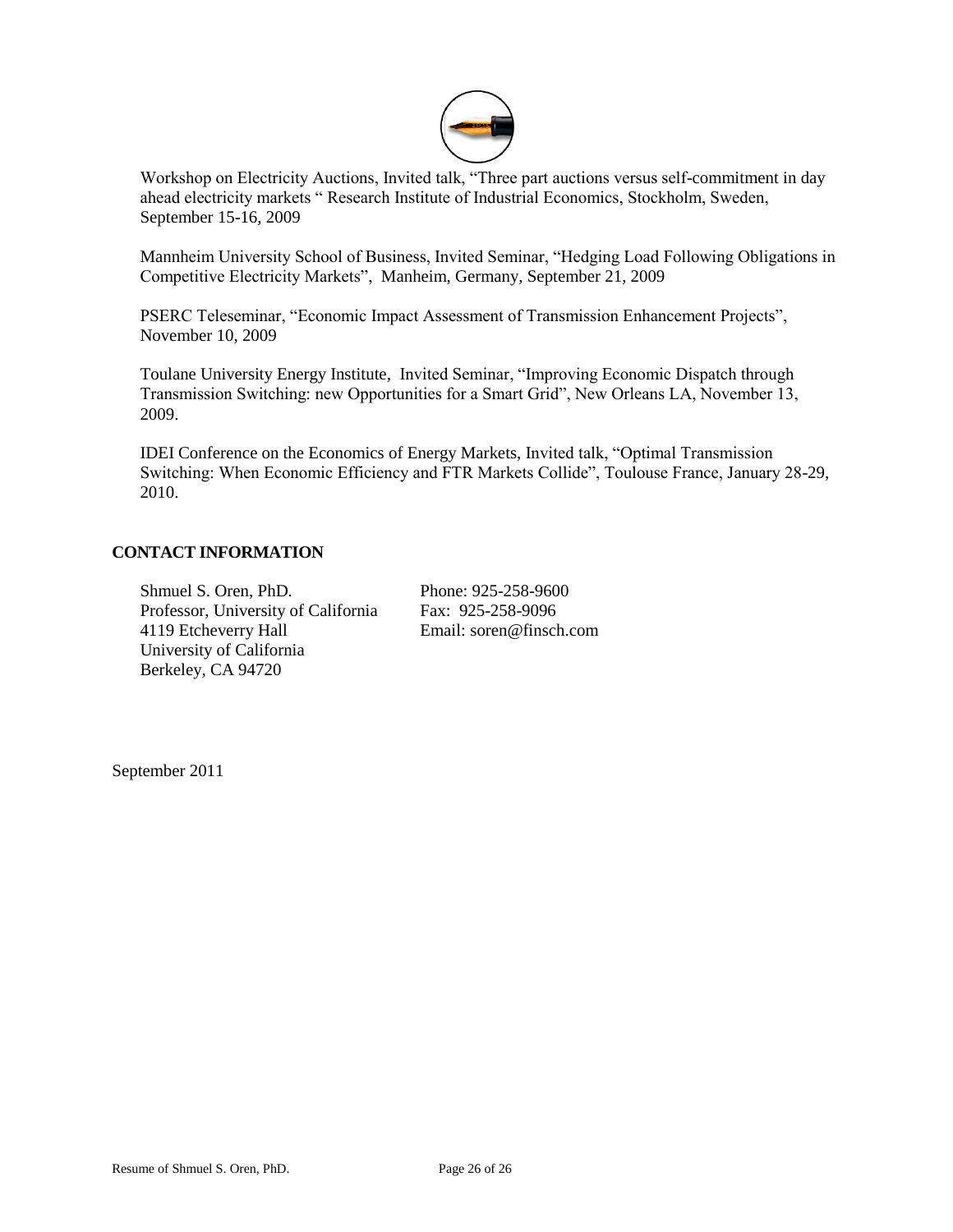Workshop on Electricity Auctions, Invited talk, “Three part auctions versus self-commitment in day ahead electricity markets “ Research Institute of Industrial Economics, Stockholm, Sweden, September 15-16, 2009

Mannheim University School of Business, Invited Seminar, “Hedging Load Following Obligations in Competitive Electricity Markets”, Manheim, Germany, September 21, 2009

PSERC Teleseminar, “Economic Impact Assessment of Transmission Enhancement Projects”, November 10, 2009

Toulane University Energy Institute, Invited Seminar, “Improving Economic Dispatch through Transmission Switching: new Opportunities for a Smart Grid”, New Orleans LA, November 13, 2009.

IDEI Conference on the Economics of Energy Markets, Invited talk, “Optimal Transmission Switching: When Economic Efficiency and FTR Markets Collide”, Toulouse France, January 28-29, 2010.

**CONTACT INFORMATION**

Shmuel S. Oren, PhD.
Professor, University of California
4119 Etcheverry Hall
University of California
Berkeley, CA 94720

Phone: 925-258-9600
Fax: 925-258-9096
Email: soren@finsch.com

September 2011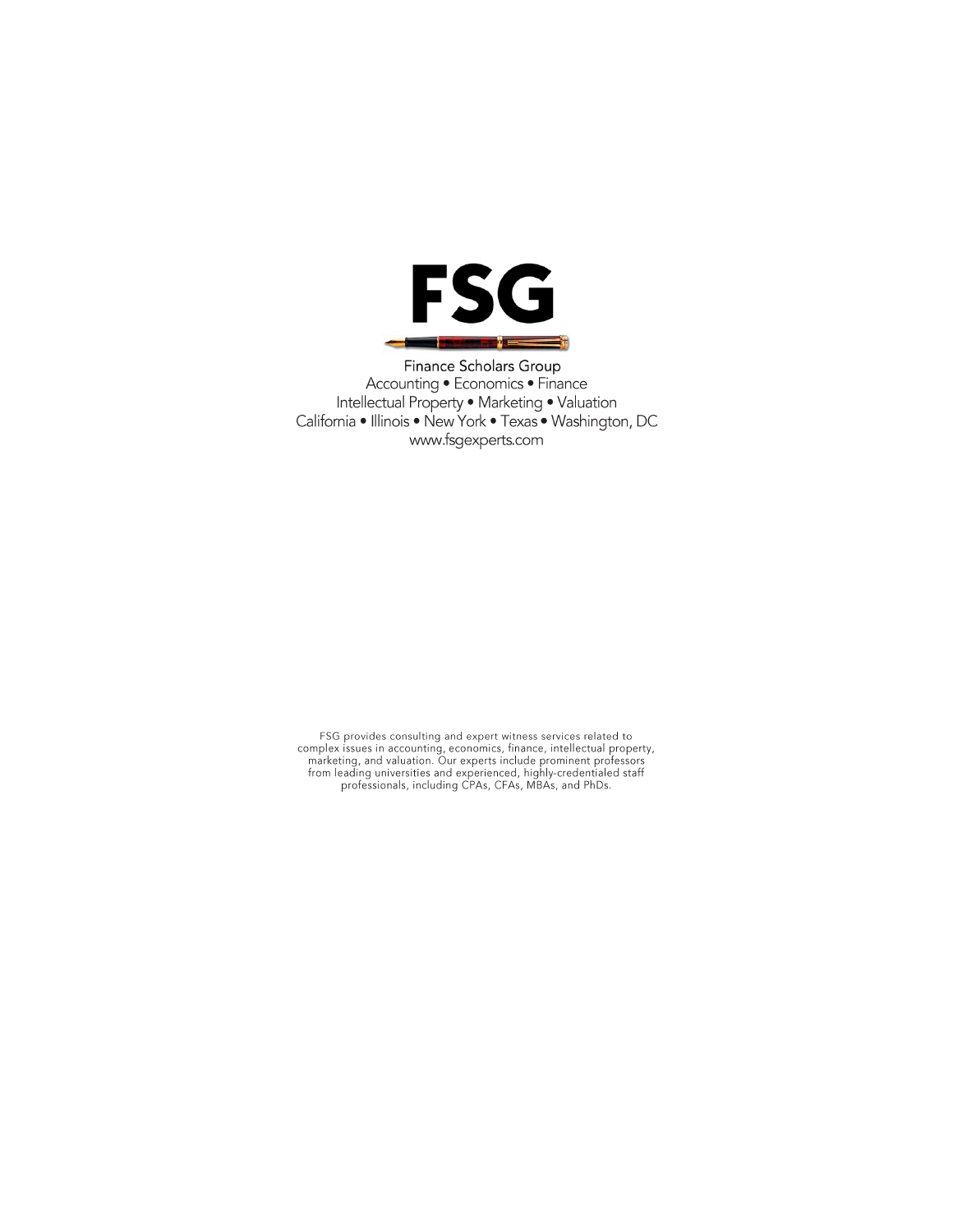# FSG

Finance Scholars Group

Accounting • Economics • Finance

Intellectual Property • Marketing • Valuation

California • Illinois • New York • Texas • Washington, DC

www.fsgexperts.com

FSG provides consulting and expert witness services related to complex issues in accounting, economics, finance, intellectual property, marketing, and valuation. Our experts include prominent professors from leading universities and experienced, highly-credentialed staff professionals, including CPAs, CFAs, MBAs, and PhDs.